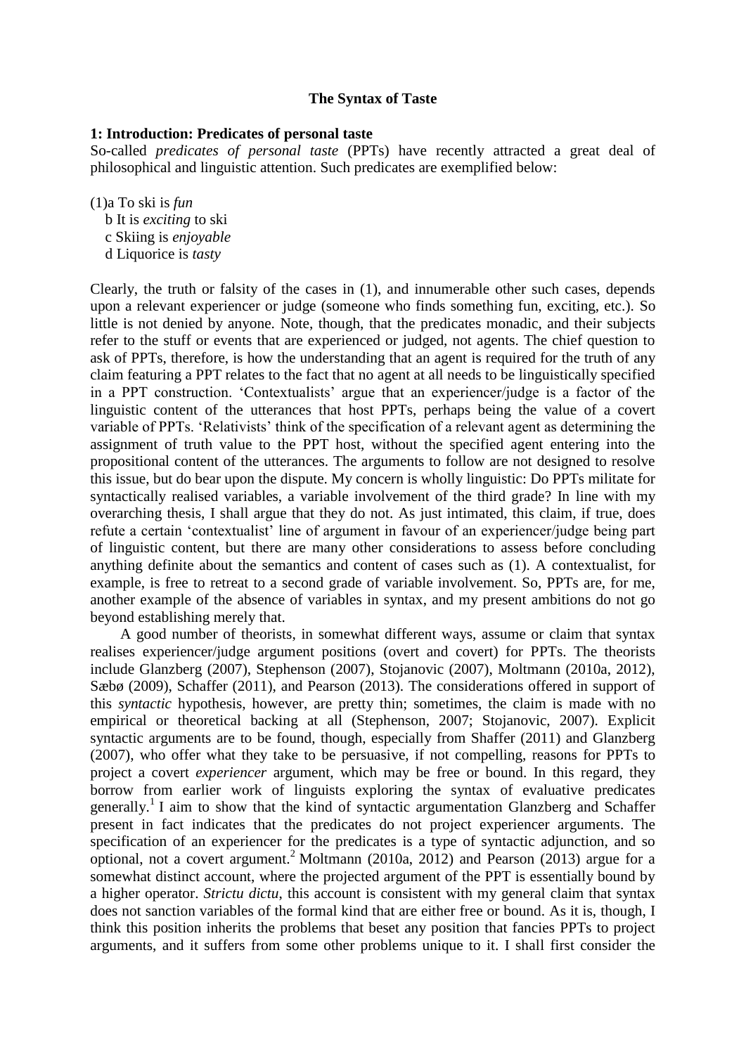**The Syntax of Taste**

**1: Introduction: Predicates of personal taste**

So-called *predicates of personal taste* (PPTs) have recently attracted a great deal of philosophical and linguistic attention. Such predicates are exemplified below:

(1)a To ski is *fun*
b It is *exciting* to ski
c Skiing is *enjoyable*
d Liquorice is *tasty*

Clearly, the truth or falsity of the cases in (1), and innumerable other such cases, depends upon a relevant experiencer or judge (someone who finds something fun, exciting, etc.). So little is not denied by anyone. Note, though, that the predicates monadic, and their subjects refer to the stuff or events that are experienced or judged, not agents. The chief question to ask of PPTs, therefore, is how the understanding that an agent is required for the truth of any claim featuring a PPT relates to the fact that no agent at all needs to be linguistically specified in a PPT construction. 'Contextualists' argue that an experiencer/judge is a factor of the linguistic content of the utterances that host PPTs, perhaps being the value of a covert variable of PPTs. 'Relativists' think of the specification of a relevant agent as determining the assignment of truth value to the PPT host, without the specified agent entering into the propositional content of the utterances. The arguments to follow are not designed to resolve this issue, but do bear upon the dispute. My concern is wholly linguistic: Do PPTs militate for syntactically realised variables, a variable involvement of the third grade? In line with my overarching thesis, I shall argue that they do not. As just intimated, this claim, if true, does refute a certain 'contextualist' line of argument in favour of an experiencer/judge being part of linguistic content, but there are many other considerations to assess before concluding anything definite about the semantics and content of cases such as (1). A contextualist, for example, is free to retreat to a second grade of variable involvement. So, PPTs are, for me, another example of the absence of variables in syntax, and my present ambitions do not go beyond establishing merely that.

A good number of theorists, in somewhat different ways, assume or claim that syntax realises experiencer/judge argument positions (overt and covert) for PPTs. The theorists include Glanzberg (2007), Stephenson (2007), Stojanovic (2007), Moltmann (2010a, 2012), Sæbø (2009), Schaffer (2011), and Pearson (2013). The considerations offered in support of this *syntactic* hypothesis, however, are pretty thin; sometimes, the claim is made with no empirical or theoretical backing at all (Stephenson, 2007; Stojanovic, 2007). Explicit syntactic arguments are to be found, though, especially from Shaffer (2011) and Glanzberg (2007), who offer what they take to be persuasive, if not compelling, reasons for PPTs to project a covert *experiencer* argument, which may be free or bound. In this regard, they borrow from earlier work of linguists exploring the syntax of evaluative predicates generally.[1] I aim to show that the kind of syntactic argumentation Glanzberg and Schaffer present in fact indicates that the predicates do not project experiencer arguments. The specification of an experiencer for the predicates is a type of syntactic adjunction, and so optional, not a covert argument.[2] Moltmann (2010a, 2012) and Pearson (2013) argue for a somewhat distinct account, where the projected argument of the PPT is essentially bound by a higher operator. *Strictu dictu*, this account is consistent with my general claim that syntax does not sanction variables of the formal kind that are either free or bound. As it is, though, I think this position inherits the problems that beset any position that fancies PPTs to project arguments, and it suffers from some other problems unique to it. I shall first consider the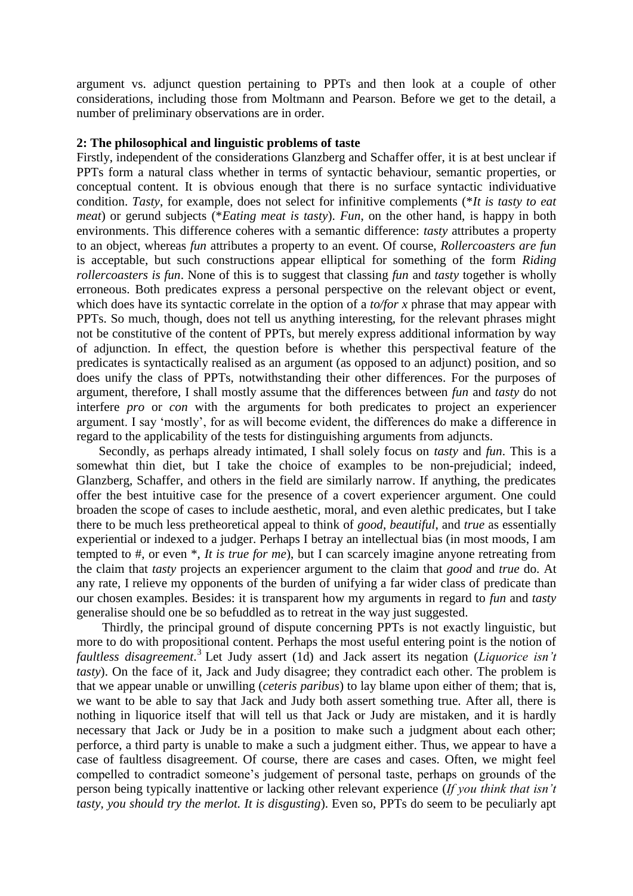argument vs. adjunct question pertaining to PPTs and then look at a couple of other considerations, including those from Moltmann and Pearson. Before we get to the detail, a number of preliminary observations are in order.

**2: The philosophical and linguistic problems of taste**

Firstly, independent of the considerations Glanzberg and Schaffer offer, it is at best unclear if PPTs form a natural class whether in terms of syntactic behaviour, semantic properties, or conceptual content. It is obvious enough that there is no surface syntactic individuative condition. *Tasty*, for example, does not select for infinitive complements (**It is tasty to eat meat*) or gerund subjects (**Eating meat is tasty*). *Fun*, on the other hand, is happy in both environments. This difference coheres with a semantic difference: *tasty* attributes a property to an object, whereas *fun* attributes a property to an event. Of course, *Rollercoasters are fun* is acceptable, but such constructions appear elliptical for something of the form *Riding rollercoasters is fun*. None of this is to suggest that classing *fun* and *tasty* together is wholly erroneous. Both predicates express a personal perspective on the relevant object or event, which does have its syntactic correlate in the option of a *to/for x* phrase that may appear with PPTs. So much, though, does not tell us anything interesting, for the relevant phrases might not be constitutive of the content of PPTs, but merely express additional information by way of adjunction. In effect, the question before is whether this perspectival feature of the predicates is syntactically realised as an argument (as opposed to an adjunct) position, and so does unify the class of PPTs, notwithstanding their other differences. For the purposes of argument, therefore, I shall mostly assume that the differences between *fun* and *tasty* do not interfere *pro* or *con* with the arguments for both predicates to project an experiencer argument. I say 'mostly', for as will become evident, the differences do make a difference in regard to the applicability of the tests for distinguishing arguments from adjuncts.

Secondly, as perhaps already intimated, I shall solely focus on *tasty* and *fun*. This is a somewhat thin diet, but I take the choice of examples to be non-prejudicial; indeed, Glanzberg, Schaffer, and others in the field are similarly narrow. If anything, the predicates offer the best intuitive case for the presence of a covert experiencer argument. One could broaden the scope of cases to include aesthetic, moral, and even alethic predicates, but I take there to be much less pretheoretical appeal to think of *good*, *beautiful*, and *true* as essentially experiential or indexed to a judger. Perhaps I betray an intellectual bias (in most moods, I am tempted to #, or even *, *It is true for me*), but I can scarcely imagine anyone retreating from the claim that *tasty* projects an experiencer argument to the claim that *good* and *true* do. At any rate, I relieve my opponents of the burden of unifying a far wider class of predicate than our chosen examples. Besides: it is transparent how my arguments in regard to *fun* and *tasty* generalise should one be so befuddled as to retreat in the way just suggested.

Thirdly, the principal ground of dispute concerning PPTs is not exactly linguistic, but more to do with propositional content. Perhaps the most useful entering point is the notion of *faultless disagreement*.[3] Let Judy assert (1d) and Jack assert its negation (*Liquorice isn't tasty*). On the face of it, Jack and Judy disagree; they contradict each other. The problem is that we appear unable or unwilling (*ceteris paribus*) to lay blame upon either of them; that is, we want to be able to say that Jack and Judy both assert something true. After all, there is nothing in liquorice itself that will tell us that Jack or Judy are mistaken, and it is hardly necessary that Jack or Judy be in a position to make such a judgment about each other; perforce, a third party is unable to make a such a judgment either. Thus, we appear to have a case of faultless disagreement. Of course, there are cases and cases. Often, we might feel compelled to contradict someone's judgement of personal taste, perhaps on grounds of the person being typically inattentive or lacking other relevant experience (*If you think that isn't tasty, you should try the merlot. It is disgusting*). Even so, PPTs do seem to be peculiarly apt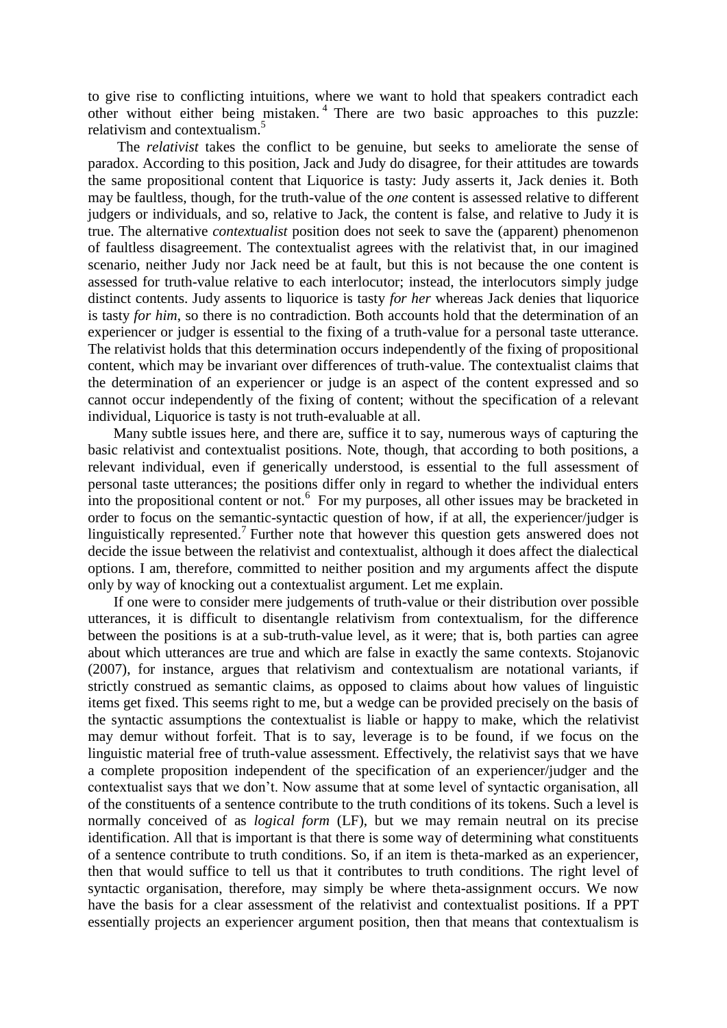to give rise to conflicting intuitions, where we want to hold that speakers contradict each other without either being mistaken.[4] There are two basic approaches to this puzzle: relativism and contextualism.[5]

The *relativist* takes the conflict to be genuine, but seeks to ameliorate the sense of paradox. According to this position, Jack and Judy do disagree, for their attitudes are towards the same propositional content that Liquorice is tasty: Judy asserts it, Jack denies it. Both may be faultless, though, for the truth-value of the *one* content is assessed relative to different judgers or individuals, and so, relative to Jack, the content is false, and relative to Judy it is true. The alternative *contextualist* position does not seek to save the (apparent) phenomenon of faultless disagreement. The contextualist agrees with the relativist that, in our imagined scenario, neither Judy nor Jack need be at fault, but this is not because the one content is assessed for truth-value relative to each interlocutor; instead, the interlocutors simply judge distinct contents. Judy assents to liquorice is tasty *for her* whereas Jack denies that liquorice is tasty *for him*, so there is no contradiction. Both accounts hold that the determination of an experiencer or judger is essential to the fixing of a truth-value for a personal taste utterance. The relativist holds that this determination occurs independently of the fixing of propositional content, which may be invariant over differences of truth-value. The contextualist claims that the determination of an experiencer or judge is an aspect of the content expressed and so cannot occur independently of the fixing of content; without the specification of a relevant individual, Liquorice is tasty is not truth-evaluable at all.

Many subtle issues here, and there are, suffice it to say, numerous ways of capturing the basic relativist and contextualist positions. Note, though, that according to both positions, a relevant individual, even if generically understood, is essential to the full assessment of personal taste utterances; the positions differ only in regard to whether the individual enters into the propositional content or not.[6] For my purposes, all other issues may be bracketed in order to focus on the semantic-syntactic question of how, if at all, the experiencer/judger is linguistically represented.[7] Further note that however this question gets answered does not decide the issue between the relativist and contextualist, although it does affect the dialectical options. I am, therefore, committed to neither position and my arguments affect the dispute only by way of knocking out a contextualist argument. Let me explain.

If one were to consider mere judgements of truth-value or their distribution over possible utterances, it is difficult to disentangle relativism from contextualism, for the difference between the positions is at a sub-truth-value level, as it were; that is, both parties can agree about which utterances are true and which are false in exactly the same contexts. Stojanovic (2007), for instance, argues that relativism and contextualism are notational variants, if strictly construed as semantic claims, as opposed to claims about how values of linguistic items get fixed. This seems right to me, but a wedge can be provided precisely on the basis of the syntactic assumptions the contextualist is liable or happy to make, which the relativist may demur without forfeit. That is to say, leverage is to be found, if we focus on the linguistic material free of truth-value assessment. Effectively, the relativist says that we have a complete proposition independent of the specification of an experiencer/judger and the contextualist says that we don't. Now assume that at some level of syntactic organisation, all of the constituents of a sentence contribute to the truth conditions of its tokens. Such a level is normally conceived of as *logical form* (LF), but we may remain neutral on its precise identification. All that is important is that there is some way of determining what constituents of a sentence contribute to truth conditions. So, if an item is theta-marked as an experiencer, then that would suffice to tell us that it contributes to truth conditions. The right level of syntactic organisation, therefore, may simply be where theta-assignment occurs. We now have the basis for a clear assessment of the relativist and contextualist positions. If a PPT essentially projects an experiencer argument position, then that means that contextualism is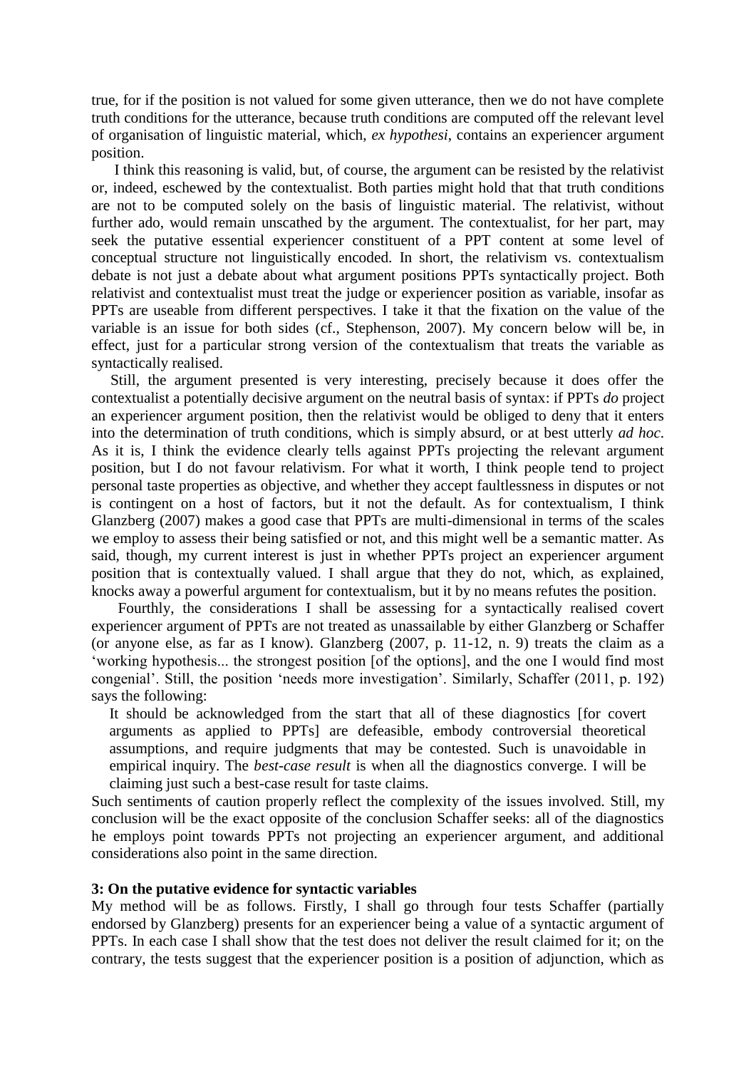true, for if the position is not valued for some given utterance, then we do not have complete truth conditions for the utterance, because truth conditions are computed off the relevant level of organisation of linguistic material, which, *ex hypothesi*, contains an experiencer argument position.

I think this reasoning is valid, but, of course, the argument can be resisted by the relativist or, indeed, eschewed by the contextualist. Both parties might hold that that truth conditions are not to be computed solely on the basis of linguistic material. The relativist, without further ado, would remain unscathed by the argument. The contextualist, for her part, may seek the putative essential experiencer constituent of a PPT content at some level of conceptual structure not linguistically encoded. In short, the relativism vs. contextualism debate is not just a debate about what argument positions PPTs syntactically project. Both relativist and contextualist must treat the judge or experiencer position as variable, insofar as PPTs are useable from different perspectives. I take it that the fixation on the value of the variable is an issue for both sides (cf., Stephenson, 2007). My concern below will be, in effect, just for a particular strong version of the contextualism that treats the variable as syntactically realised.

Still, the argument presented is very interesting, precisely because it does offer the contextualist a potentially decisive argument on the neutral basis of syntax: if PPTs *do* project an experiencer argument position, then the relativist would be obliged to deny that it enters into the determination of truth conditions, which is simply absurd, or at best utterly *ad hoc*. As it is, I think the evidence clearly tells against PPTs projecting the relevant argument position, but I do not favour relativism. For what it worth, I think people tend to project personal taste properties as objective, and whether they accept faultlessness in disputes or not is contingent on a host of factors, but it not the default. As for contextualism, I think Glanzberg (2007) makes a good case that PPTs are multi-dimensional in terms of the scales we employ to assess their being satisfied or not, and this might well be a semantic matter. As said, though, my current interest is just in whether PPTs project an experiencer argument position that is contextually valued. I shall argue that they do not, which, as explained, knocks away a powerful argument for contextualism, but it by no means refutes the position.

Fourthly, the considerations I shall be assessing for a syntactically realised covert experiencer argument of PPTs are not treated as unassailable by either Glanzberg or Schaffer (or anyone else, as far as I know). Glanzberg (2007, p. 11-12, n. 9) treats the claim as a 'working hypothesis... the strongest position [of the options], and the one I would find most congenial'. Still, the position 'needs more investigation'. Similarly, Schaffer (2011, p. 192) says the following:

> It should be acknowledged from the start that all of these diagnostics [for covert arguments as applied to PPTs] are defeasible, embody controversial theoretical assumptions, and require judgments that may be contested. Such is unavoidable in empirical inquiry. The *best-case result* is when all the diagnostics converge. I will be claiming just such a best-case result for taste claims.

Such sentiments of caution properly reflect the complexity of the issues involved. Still, my conclusion will be the exact opposite of the conclusion Schaffer seeks: all of the diagnostics he employs point towards PPTs not projecting an experiencer argument, and additional considerations also point in the same direction.

### 3: On the putative evidence for syntactic variables

My method will be as follows. Firstly, I shall go through four tests Schaffer (partially endorsed by Glanzberg) presents for an experiencer being a value of a syntactic argument of PPTs. In each case I shall show that the test does not deliver the result claimed for it; on the contrary, the tests suggest that the experiencer position is a position of adjunction, which as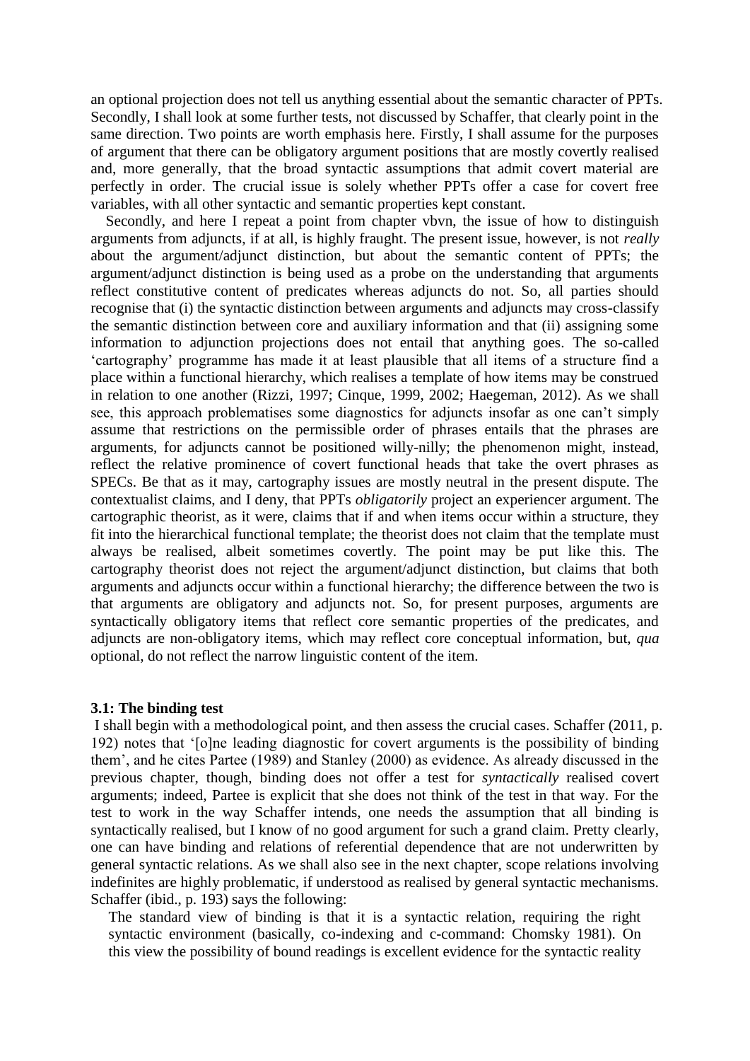an optional projection does not tell us anything essential about the semantic character of PPTs. Secondly, I shall look at some further tests, not discussed by Schaffer, that clearly point in the same direction. Two points are worth emphasis here. Firstly, I shall assume for the purposes of argument that there can be obligatory argument positions that are mostly covertly realised and, more generally, that the broad syntactic assumptions that admit covert material are perfectly in order. The crucial issue is solely whether PPTs offer a case for covert free variables, with all other syntactic and semantic properties kept constant.

Secondly, and here I repeat a point from chapter vbvn, the issue of how to distinguish arguments from adjuncts, if at all, is highly fraught. The present issue, however, is not *really* about the argument/adjunct distinction, but about the semantic content of PPTs; the argument/adjunct distinction is being used as a probe on the understanding that arguments reflect constitutive content of predicates whereas adjuncts do not. So, all parties should recognise that (i) the syntactic distinction between arguments and adjuncts may cross-classify the semantic distinction between core and auxiliary information and that (ii) assigning some information to adjunction projections does not entail that anything goes. The so-called 'cartography' programme has made it at least plausible that all items of a structure find a place within a functional hierarchy, which realises a template of how items may be construed in relation to one another (Rizzi, 1997; Cinque, 1999, 2002; Haegeman, 2012). As we shall see, this approach problematises some diagnostics for adjuncts insofar as one can't simply assume that restrictions on the permissible order of phrases entails that the phrases are arguments, for adjuncts cannot be positioned willy-nilly; the phenomenon might, instead, reflect the relative prominence of covert functional heads that take the overt phrases as SPECs. Be that as it may, cartography issues are mostly neutral in the present dispute. The contextualist claims, and I deny, that PPTs *obligatorily* project an experiencer argument. The cartographic theorist, as it were, claims that if and when items occur within a structure, they fit into the hierarchical functional template; the theorist does not claim that the template must always be realised, albeit sometimes covertly. The point may be put like this. The cartography theorist does not reject the argument/adjunct distinction, but claims that both arguments and adjuncts occur within a functional hierarchy; the difference between the two is that arguments are obligatory and adjuncts not. So, for present purposes, arguments are syntactically obligatory items that reflect core semantic properties of the predicates, and adjuncts are non-obligatory items, which may reflect core conceptual information, but, *qua* optional, do not reflect the narrow linguistic content of the item.

### 3.1: The binding test

I shall begin with a methodological point, and then assess the crucial cases. Schaffer (2011, p. 192) notes that '[o]ne leading diagnostic for covert arguments is the possibility of binding them', and he cites Partee (1989) and Stanley (2000) as evidence. As already discussed in the previous chapter, though, binding does not offer a test for *syntactically* realised covert arguments; indeed, Partee is explicit that she does not think of the test in that way. For the test to work in the way Schaffer intends, one needs the assumption that all binding is syntactically realised, but I know of no good argument for such a grand claim. Pretty clearly, one can have binding and relations of referential dependence that are not underwritten by general syntactic relations. As we shall also see in the next chapter, scope relations involving indefinites are highly problematic, if understood as realised by general syntactic mechanisms. Schaffer (ibid., p. 193) says the following:

> The standard view of binding is that it is a syntactic relation, requiring the right syntactic environment (basically, co-indexing and c-command: Chomsky 1981). On this view the possibility of bound readings is excellent evidence for the syntactic reality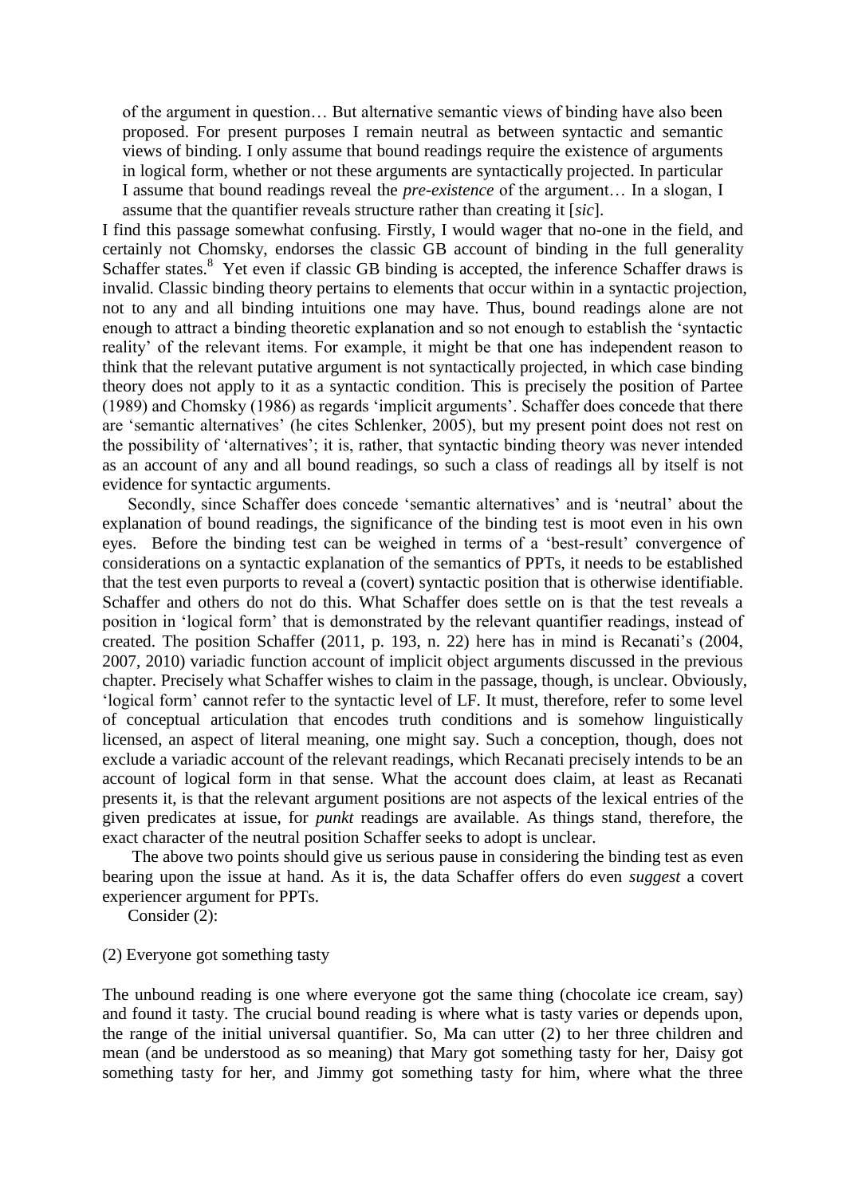> of the argument in question… But alternative semantic views of binding have also been proposed. For present purposes I remain neutral as between syntactic and semantic views of binding. I only assume that bound readings require the existence of arguments in logical form, whether or not these arguments are syntactically projected. In particular I assume that bound readings reveal the *pre-existence* of the argument… In a slogan, I assume that the quantifier reveals structure rather than creating it [*sic*].

I find this passage somewhat confusing. Firstly, I would wager that no-one in the field, and certainly not Chomsky, endorses the classic GB account of binding in the full generality Schaffer states.[8] Yet even if classic GB binding is accepted, the inference Schaffer draws is invalid. Classic binding theory pertains to elements that occur within in a syntactic projection, not to any and all binding intuitions one may have. Thus, bound readings alone are not enough to attract a binding theoretic explanation and so not enough to establish the 'syntactic reality' of the relevant items. For example, it might be that one has independent reason to think that the relevant putative argument is not syntactically projected, in which case binding theory does not apply to it as a syntactic condition. This is precisely the position of Partee (1989) and Chomsky (1986) as regards 'implicit arguments'. Schaffer does concede that there are 'semantic alternatives' (he cites Schlenker, 2005), but my present point does not rest on the possibility of 'alternatives'; it is, rather, that syntactic binding theory was never intended as an account of any and all bound readings, so such a class of readings all by itself is not evidence for syntactic arguments.

Secondly, since Schaffer does concede 'semantic alternatives' and is 'neutral' about the explanation of bound readings, the significance of the binding test is moot even in his own eyes. Before the binding test can be weighed in terms of a 'best-result' convergence of considerations on a syntactic explanation of the semantics of PPTs, it needs to be established that the test even purports to reveal a (covert) syntactic position that is otherwise identifiable. Schaffer and others do not do this. What Schaffer does settle on is that the test reveals a position in 'logical form' that is demonstrated by the relevant quantifier readings, instead of created. The position Schaffer (2011, p. 193, n. 22) here has in mind is Recanati's (2004, 2007, 2010) variadic function account of implicit object arguments discussed in the previous chapter. Precisely what Schaffer wishes to claim in the passage, though, is unclear. Obviously, 'logical form' cannot refer to the syntactic level of LF. It must, therefore, refer to some level of conceptual articulation that encodes truth conditions and is somehow linguistically licensed, an aspect of literal meaning, one might say. Such a conception, though, does not exclude a variadic account of the relevant readings, which Recanati precisely intends to be an account of logical form in that sense. What the account does claim, at least as Recanati presents it, is that the relevant argument positions are not aspects of the lexical entries of the given predicates at issue, for *punkt* readings are available. As things stand, therefore, the exact character of the neutral position Schaffer seeks to adopt is unclear.

The above two points should give us serious pause in considering the binding test as even bearing upon the issue at hand. As it is, the data Schaffer offers do even *suggest* a covert experiencer argument for PPTs.

Consider (2):

(2) Everyone got something tasty

The unbound reading is one where everyone got the same thing (chocolate ice cream, say) and found it tasty. The crucial bound reading is where what is tasty varies or depends upon, the range of the initial universal quantifier. So, Ma can utter (2) to her three children and mean (and be understood as so meaning) that Mary got something tasty for her, Daisy got something tasty for her, and Jimmy got something tasty for him, where what the three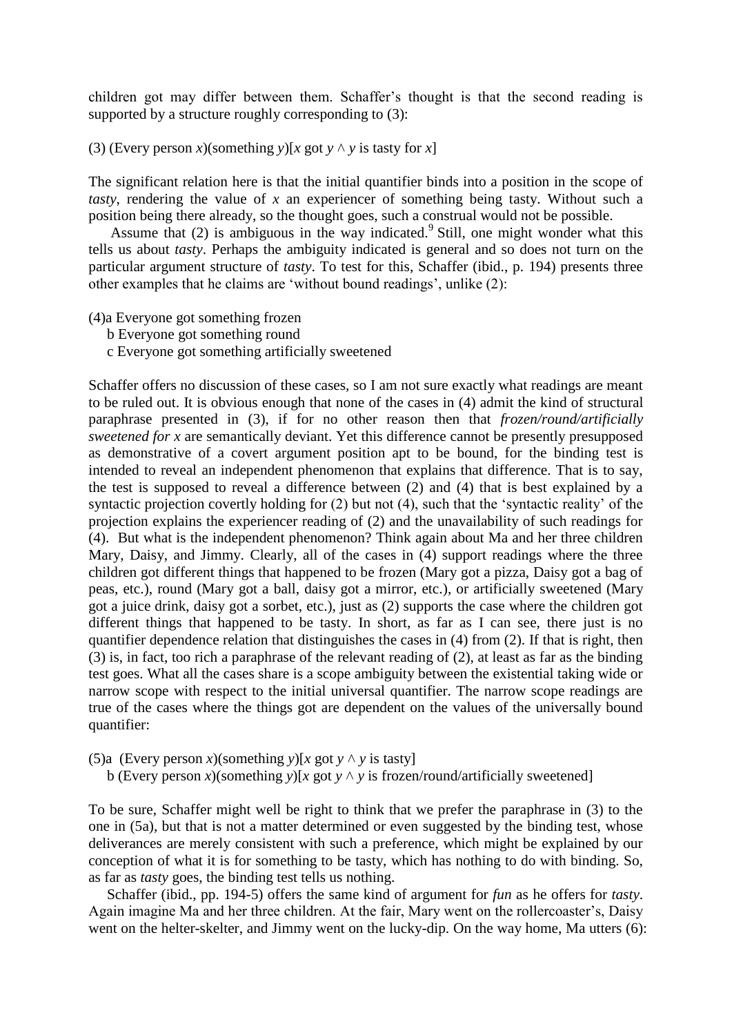children got may differ between them. Schaffer's thought is that the second reading is supported by a structure roughly corresponding to (3):

(3) (Every person $x$)(something $y$)[$x$ got $y \wedge y$ is tasty for $x$]

The significant relation here is that the initial quantifier binds into a position in the scope of *tasty*, rendering the value of $x$ an experiencer of something being tasty. Without such a position being there already, so the thought goes, such a construal would not be possible.

Assume that (2) is ambiguous in the way indicated.[9] Still, one might wonder what this tells us about *tasty*. Perhaps the ambiguity indicated is general and so does not turn on the particular argument structure of *tasty*. To test for this, Schaffer (ibid., p. 194) presents three other examples that he claims are 'without bound readings', unlike (2):

(4)a Everyone got something frozen
b Everyone got something round
c Everyone got something artificially sweetened

Schaffer offers no discussion of these cases, so I am not sure exactly what readings are meant to be ruled out. It is obvious enough that none of the cases in (4) admit the kind of structural paraphrase presented in (3), if for no other reason then that *frozen/round/artificially sweetened for x* are semantically deviant. Yet this difference cannot be presently presupposed as demonstrative of a covert argument position apt to be bound, for the binding test is intended to reveal an independent phenomenon that explains that difference. That is to say, the test is supposed to reveal a difference between (2) and (4) that is best explained by a syntactic projection covertly holding for (2) but not (4), such that the 'syntactic reality' of the projection explains the experiencer reading of (2) and the unavailability of such readings for (4). But what is the independent phenomenon? Think again about Ma and her three children Mary, Daisy, and Jimmy. Clearly, all of the cases in (4) support readings where the three children got different things that happened to be frozen (Mary got a pizza, Daisy got a bag of peas, etc.), round (Mary got a ball, daisy got a mirror, etc.), or artificially sweetened (Mary got a juice drink, daisy got a sorbet, etc.), just as (2) supports the case where the children got different things that happened to be tasty. In short, as far as I can see, there just is no quantifier dependence relation that distinguishes the cases in (4) from (2). If that is right, then (3) is, in fact, too rich a paraphrase of the relevant reading of (2), at least as far as the binding test goes. What all the cases share is a scope ambiguity between the existential taking wide or narrow scope with respect to the initial universal quantifier. The narrow scope readings are true of the cases where the things got are dependent on the values of the universally bound quantifier:

(5)a (Every person $x$)(something $y$)[$x$ got $y \wedge y$ is tasty]
b (Every person $x$)(something $y$)[$x$ got $y \wedge y$ is frozen/round/artificially sweetened]

To be sure, Schaffer might well be right to think that we prefer the paraphrase in (3) to the one in (5a), but that is not a matter determined or even suggested by the binding test, whose deliverances are merely consistent with such a preference, which might be explained by our conception of what it is for something to be tasty, which has nothing to do with binding. So, as far as *tasty* goes, the binding test tells us nothing.

Schaffer (ibid., pp. 194-5) offers the same kind of argument for *fun* as he offers for *tasty*. Again imagine Ma and her three children. At the fair, Mary went on the rollercoaster's, Daisy went on the helter-skelter, and Jimmy went on the lucky-dip. On the way home, Ma utters (6):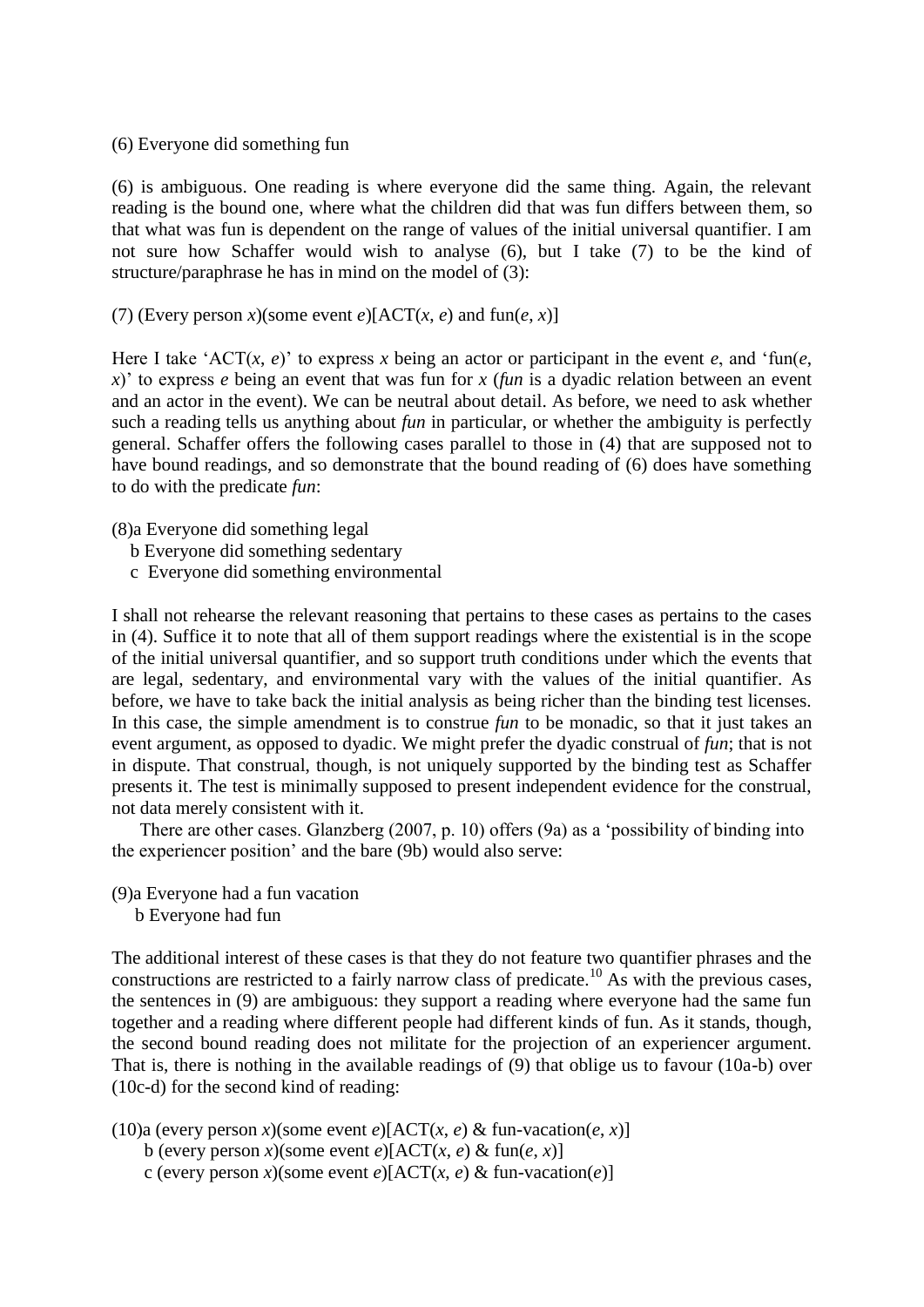(6) Everyone did something fun

(6) is ambiguous. One reading is where everyone did the same thing. Again, the relevant reading is the bound one, where what the children did that was fun differs between them, so that what was fun is dependent on the range of values of the initial universal quantifier. I am not sure how Schaffer would wish to analyse (6), but I take (7) to be the kind of structure/paraphrase he has in mind on the model of (3):

(7) (Every person *x*)(some event *e*)[ACT(*x*, *e*) and fun(*e*, *x*)]

Here I take 'ACT(*x*, *e*)' to express *x* being an actor or participant in the event *e*, and 'fun(*e*, *x*)' to express *e* being an event that was fun for *x* (*fun* is a dyadic relation between an event and an actor in the event). We can be neutral about detail. As before, we need to ask whether such a reading tells us anything about *fun* in particular, or whether the ambiguity is perfectly general. Schaffer offers the following cases parallel to those in (4) that are supposed not to have bound readings, and so demonstrate that the bound reading of (6) does have something to do with the predicate *fun*:

(8)a Everyone did something legal
   b Everyone did something sedentary
   c Everyone did something environmental

I shall not rehearse the relevant reasoning that pertains to these cases as pertains to the cases in (4). Suffice it to note that all of them support readings where the existential is in the scope of the initial universal quantifier, and so support truth conditions under which the events that are legal, sedentary, and environmental vary with the values of the initial quantifier. As before, we have to take back the initial analysis as being richer than the binding test licenses. In this case, the simple amendment is to construe *fun* to be monadic, so that it just takes an event argument, as opposed to dyadic. We might prefer the dyadic construal of *fun*; that is not in dispute. That construal, though, is not uniquely supported by the binding test as Schaffer presents it. The test is minimally supposed to present independent evidence for the construal, not data merely consistent with it.

There are other cases. Glanzberg (2007, p. 10) offers (9a) as a 'possibility of binding into the experiencer position' and the bare (9b) would also serve:

(9)a Everyone had a fun vacation
   b Everyone had fun

The additional interest of these cases is that they do not feature two quantifier phrases and the constructions are restricted to a fairly narrow class of predicate.[10] As with the previous cases, the sentences in (9) are ambiguous: they support a reading where everyone had the same fun together and a reading where different people had different kinds of fun. As it stands, though, the second bound reading does not militate for the projection of an experiencer argument. That is, there is nothing in the available readings of (9) that oblige us to favour (10a-b) over (10c-d) for the second kind of reading:

(10)a (every person *x*)(some event *e*)[ACT(*x*, *e*) & fun-vacation(*e*, *x*)]
   b (every person *x*)(some event *e*)[ACT(*x*, *e*) & fun(*e*, *x*)]
   c (every person *x*)(some event *e*)[ACT(*x*, *e*) & fun-vacation(*e*)]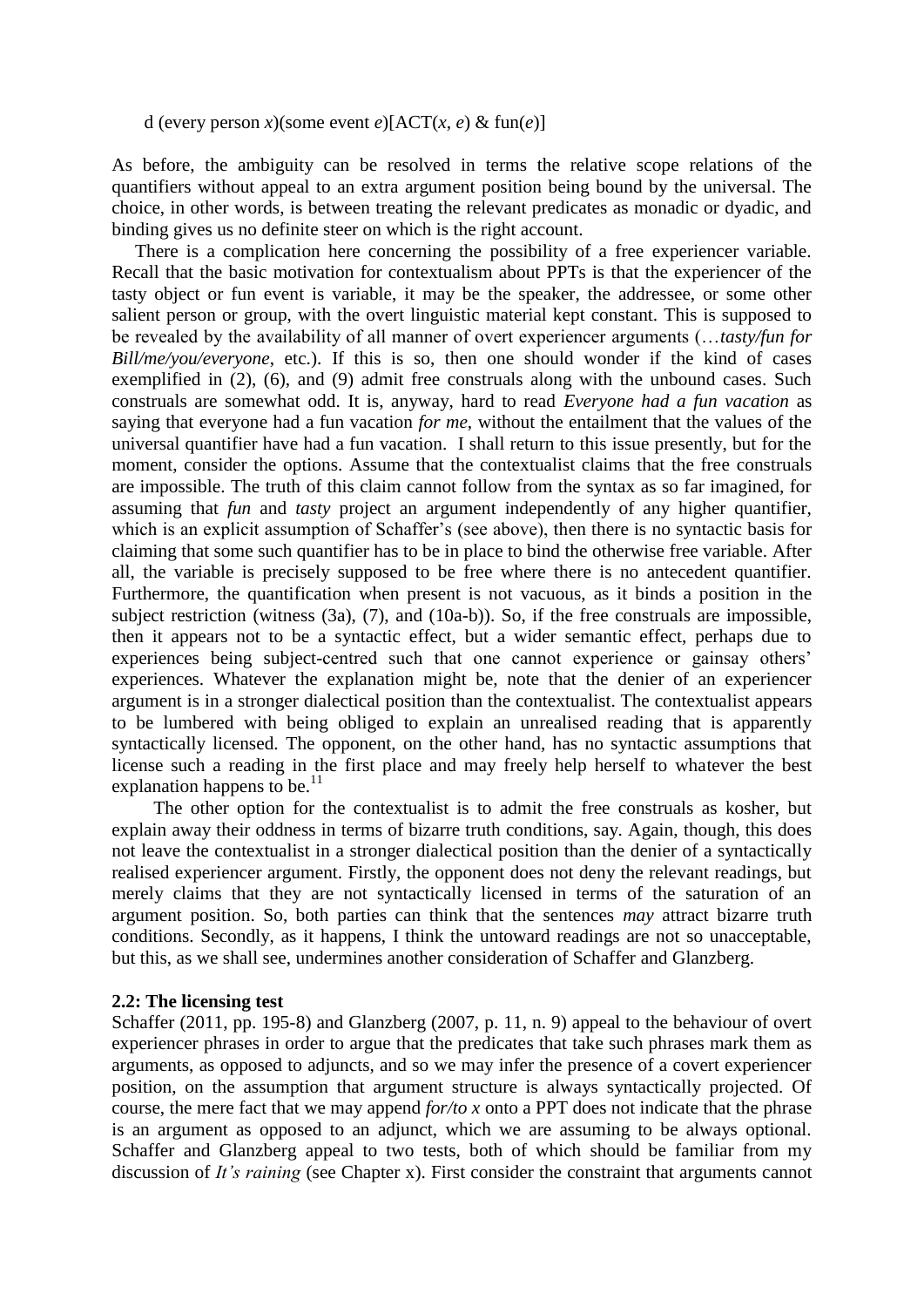d (every person *x*)(some event *e*)[ACT(*x*, *e*) & fun(*e*)]

As before, the ambiguity can be resolved in terms the relative scope relations of the quantifiers without appeal to an extra argument position being bound by the universal. The choice, in other words, is between treating the relevant predicates as monadic or dyadic, and binding gives us no definite steer on which is the right account.

There is a complication here concerning the possibility of a free experiencer variable. Recall that the basic motivation for contextualism about PPTs is that the experiencer of the tasty object or fun event is variable, it may be the speaker, the addressee, or some other salient person or group, with the overt linguistic material kept constant. This is supposed to be revealed by the availability of all manner of overt experiencer arguments (…*tasty/fun for Bill/me/you/everyone*, etc.). If this is so, then one should wonder if the kind of cases exemplified in (2), (6), and (9) admit free construals along with the unbound cases. Such construals are somewhat odd. It is, anyway, hard to read *Everyone had a fun vacation* as saying that everyone had a fun vacation *for me*, without the entailment that the values of the universal quantifier have had a fun vacation. I shall return to this issue presently, but for the moment, consider the options. Assume that the contextualist claims that the free construals are impossible. The truth of this claim cannot follow from the syntax as so far imagined, for assuming that *fun* and *tasty* project an argument independently of any higher quantifier, which is an explicit assumption of Schaffer's (see above), then there is no syntactic basis for claiming that some such quantifier has to be in place to bind the otherwise free variable. After all, the variable is precisely supposed to be free where there is no antecedent quantifier. Furthermore, the quantification when present is not vacuous, as it binds a position in the subject restriction (witness (3a), (7), and (10a-b)). So, if the free construals are impossible, then it appears not to be a syntactic effect, but a wider semantic effect, perhaps due to experiences being subject-centred such that one cannot experience or gainsay others' experiences. Whatever the explanation might be, note that the denier of an experiencer argument is in a stronger dialectical position than the contextualist. The contextualist appears to be lumbered with being obliged to explain an unrealised reading that is apparently syntactically licensed. The opponent, on the other hand, has no syntactic assumptions that license such a reading in the first place and may freely help herself to whatever the best explanation happens to be.[11]

The other option for the contextualist is to admit the free construals as kosher, but explain away their oddness in terms of bizarre truth conditions, say. Again, though, this does not leave the contextualist in a stronger dialectical position than the denier of a syntactically realised experiencer argument. Firstly, the opponent does not deny the relevant readings, but merely claims that they are not syntactically licensed in terms of the saturation of an argument position. So, both parties can think that the sentences *may* attract bizarre truth conditions. Secondly, as it happens, I think the untoward readings are not so unacceptable, but this, as we shall see, undermines another consideration of Schaffer and Glanzberg.

### 2.2: The licensing test

Schaffer (2011, pp. 195-8) and Glanzberg (2007, p. 11, n. 9) appeal to the behaviour of overt experiencer phrases in order to argue that the predicates that take such phrases mark them as arguments, as opposed to adjuncts, and so we may infer the presence of a covert experiencer position, on the assumption that argument structure is always syntactically projected. Of course, the mere fact that we may append *for/to x* onto a PPT does not indicate that the phrase is an argument as opposed to an adjunct, which we are assuming to be always optional. Schaffer and Glanzberg appeal to two tests, both of which should be familiar from my discussion of *It's raining* (see Chapter x). First consider the constraint that arguments cannot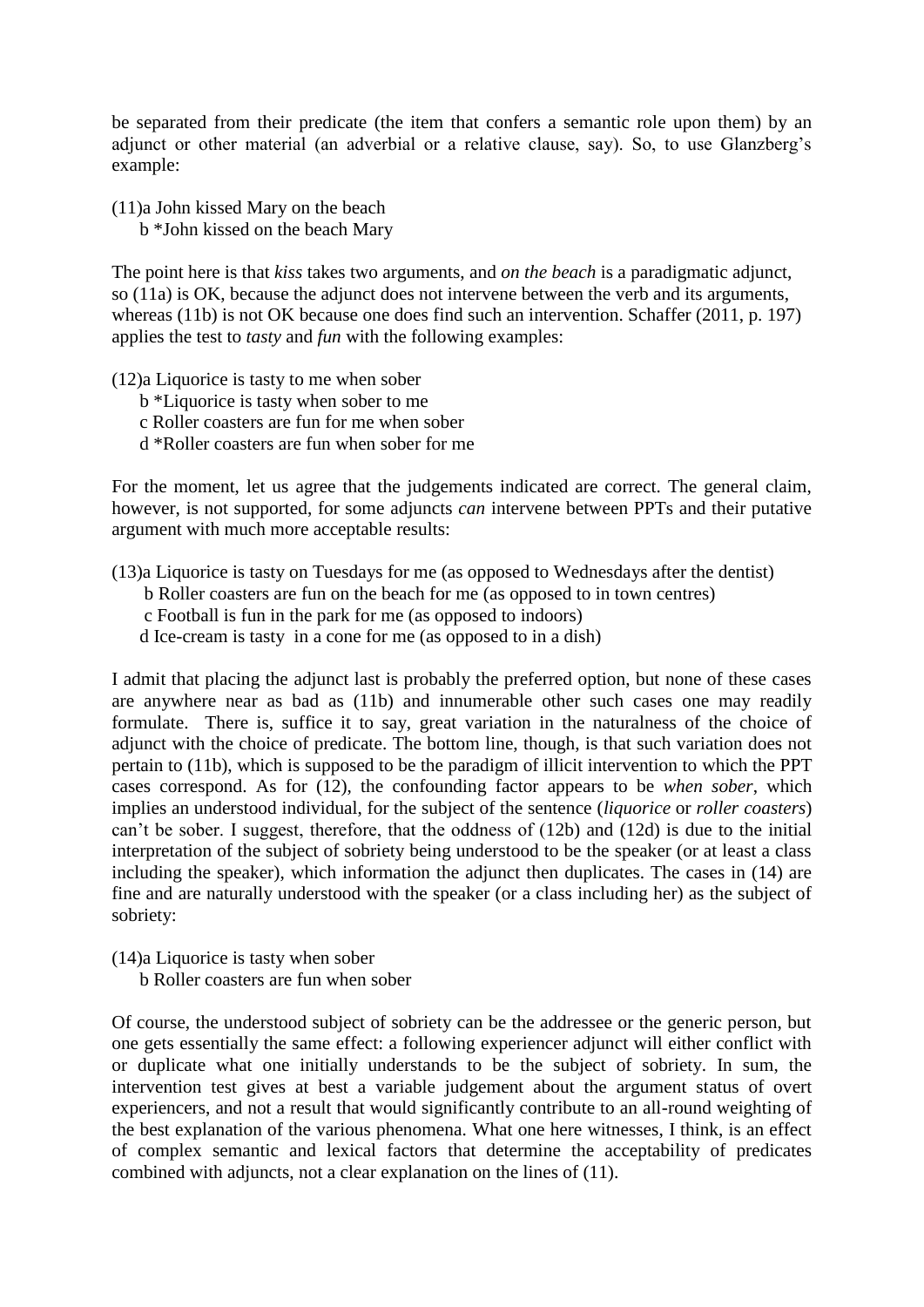be separated from their predicate (the item that confers a semantic role upon them) by an adjunct or other material (an adverbial or a relative clause, say). So, to use Glanzberg's example:

(11)a John kissed Mary on the beach
b *John kissed on the beach Mary

The point here is that *kiss* takes two arguments, and *on the beach* is a paradigmatic adjunct, so (11a) is OK, because the adjunct does not intervene between the verb and its arguments, whereas (11b) is not OK because one does find such an intervention. Schaffer (2011, p. 197) applies the test to *tasty* and *fun* with the following examples:

(12)a Liquorice is tasty to me when sober
b *Liquorice is tasty when sober to me
c Roller coasters are fun for me when sober
d *Roller coasters are fun when sober for me

For the moment, let us agree that the judgements indicated are correct. The general claim, however, is not supported, for some adjuncts *can* intervene between PPTs and their putative argument with much more acceptable results:

(13)a Liquorice is tasty on Tuesdays for me (as opposed to Wednesdays after the dentist)
b Roller coasters are fun on the beach for me (as opposed to in town centres)
c Football is fun in the park for me (as opposed to indoors)
d Ice-cream is tasty in a cone for me (as opposed to in a dish)

I admit that placing the adjunct last is probably the preferred option, but none of these cases are anywhere near as bad as (11b) and innumerable other such cases one may readily formulate. There is, suffice it to say, great variation in the naturalness of the choice of adjunct with the choice of predicate. The bottom line, though, is that such variation does not pertain to (11b), which is supposed to be the paradigm of illicit intervention to which the PPT cases correspond. As for (12), the confounding factor appears to be *when sober*, which implies an understood individual, for the subject of the sentence (*liquorice* or *roller coasters*) can't be sober. I suggest, therefore, that the oddness of (12b) and (12d) is due to the initial interpretation of the subject of sobriety being understood to be the speaker (or at least a class including the speaker), which information the adjunct then duplicates. The cases in (14) are fine and are naturally understood with the speaker (or a class including her) as the subject of sobriety:

(14)a Liquorice is tasty when sober
b Roller coasters are fun when sober

Of course, the understood subject of sobriety can be the addressee or the generic person, but one gets essentially the same effect: a following experiencer adjunct will either conflict with or duplicate what one initially understands to be the subject of sobriety. In sum, the intervention test gives at best a variable judgement about the argument status of overt experiencers, and not a result that would significantly contribute to an all-round weighting of the best explanation of the various phenomena. What one here witnesses, I think, is an effect of complex semantic and lexical factors that determine the acceptability of predicates combined with adjuncts, not a clear explanation on the lines of (11).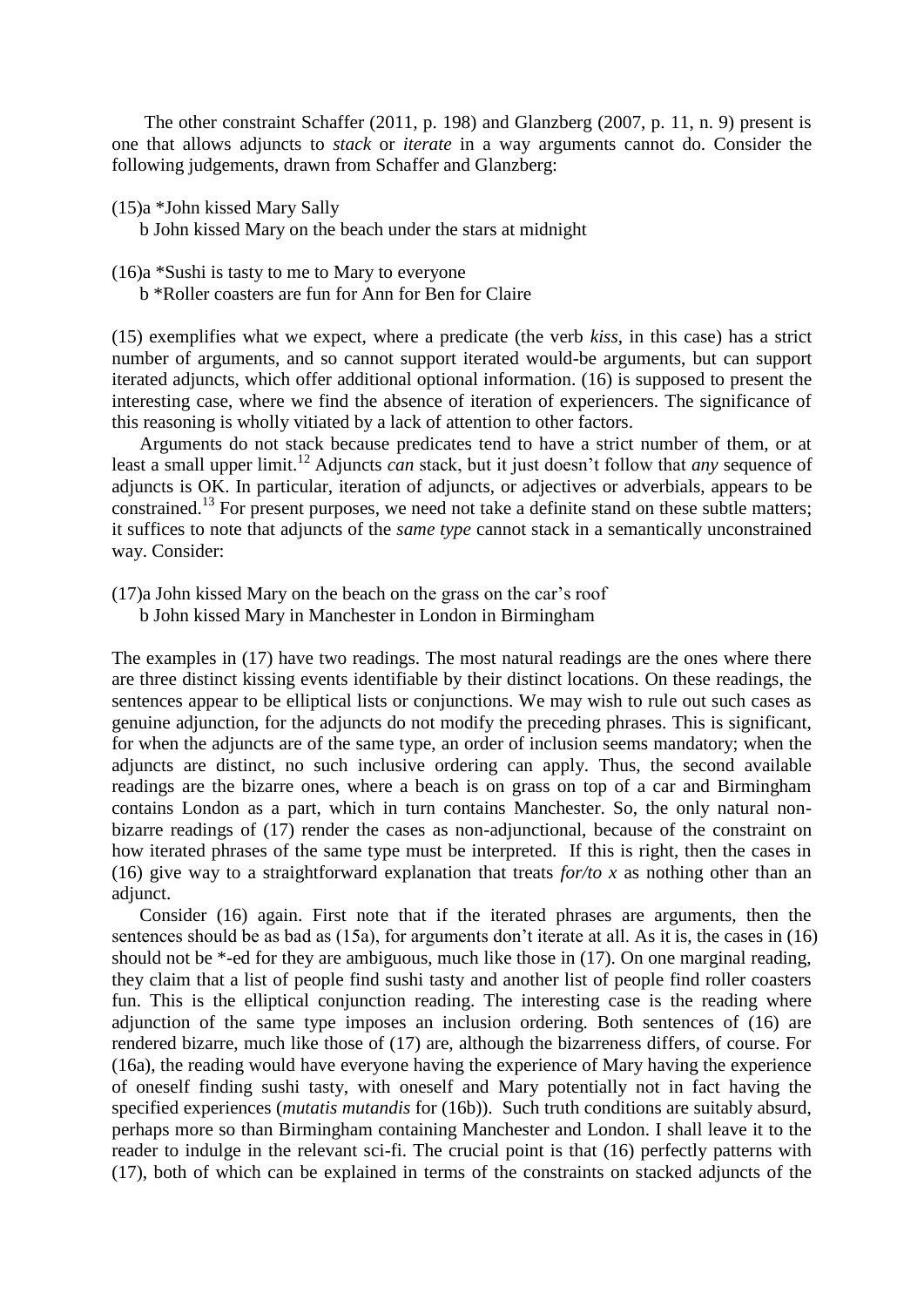The other constraint Schaffer (2011, p. 198) and Glanzberg (2007, p. 11, n. 9) present is one that allows adjuncts to *stack* or *iterate* in a way arguments cannot do. Consider the following judgements, drawn from Schaffer and Glanzberg:

(15)a *John kissed Mary Sally
    b John kissed Mary on the beach under the stars at midnight

(16)a *Sushi is tasty to me to Mary to everyone
    b *Roller coasters are fun for Ann for Ben for Claire

(15) exemplifies what we expect, where a predicate (the verb *kiss*, in this case) has a strict number of arguments, and so cannot support iterated would-be arguments, but can support iterated adjuncts, which offer additional optional information. (16) is supposed to present the interesting case, where we find the absence of iteration of experiencers. The significance of this reasoning is wholly vitiated by a lack of attention to other factors.

Arguments do not stack because predicates tend to have a strict number of them, or at least a small upper limit.[12] Adjuncts *can* stack, but it just doesn't follow that *any* sequence of adjuncts is OK. In particular, iteration of adjuncts, or adjectives or adverbials, appears to be constrained.[13] For present purposes, we need not take a definite stand on these subtle matters; it suffices to note that adjuncts of the *same type* cannot stack in a semantically unconstrained way. Consider:

(17)a John kissed Mary on the beach on the grass on the car's roof
    b John kissed Mary in Manchester in London in Birmingham

The examples in (17) have two readings. The most natural readings are the ones where there are three distinct kissing events identifiable by their distinct locations. On these readings, the sentences appear to be elliptical lists or conjunctions. We may wish to rule out such cases as genuine adjunction, for the adjuncts do not modify the preceding phrases. This is significant, for when the adjuncts are of the same type, an order of inclusion seems mandatory; when the adjuncts are distinct, no such inclusive ordering can apply. Thus, the second available readings are the bizarre ones, where a beach is on grass on top of a car and Birmingham contains London as a part, which in turn contains Manchester. So, the only natural non-bizarre readings of (17) render the cases as non-adjunctional, because of the constraint on how iterated phrases of the same type must be interpreted. If this is right, then the cases in (16) give way to a straightforward explanation that treats *for/to x* as nothing other than an adjunct.

Consider (16) again. First note that if the iterated phrases are arguments, then the sentences should be as bad as (15a), for arguments don't iterate at all. As it is, the cases in (16) should not be *-ed for they are ambiguous, much like those in (17). On one marginal reading, they claim that a list of people find sushi tasty and another list of people find roller coasters fun. This is the elliptical conjunction reading. The interesting case is the reading where adjunction of the same type imposes an inclusion ordering. Both sentences of (16) are rendered bizarre, much like those of (17) are, although the bizarreness differs, of course. For (16a), the reading would have everyone having the experience of Mary having the experience of oneself finding sushi tasty, with oneself and Mary potentially not in fact having the specified experiences (*mutatis mutandis* for (16b)). Such truth conditions are suitably absurd, perhaps more so than Birmingham containing Manchester and London. I shall leave it to the reader to indulge in the relevant sci-fi. The crucial point is that (16) perfectly patterns with (17), both of which can be explained in terms of the constraints on stacked adjuncts of the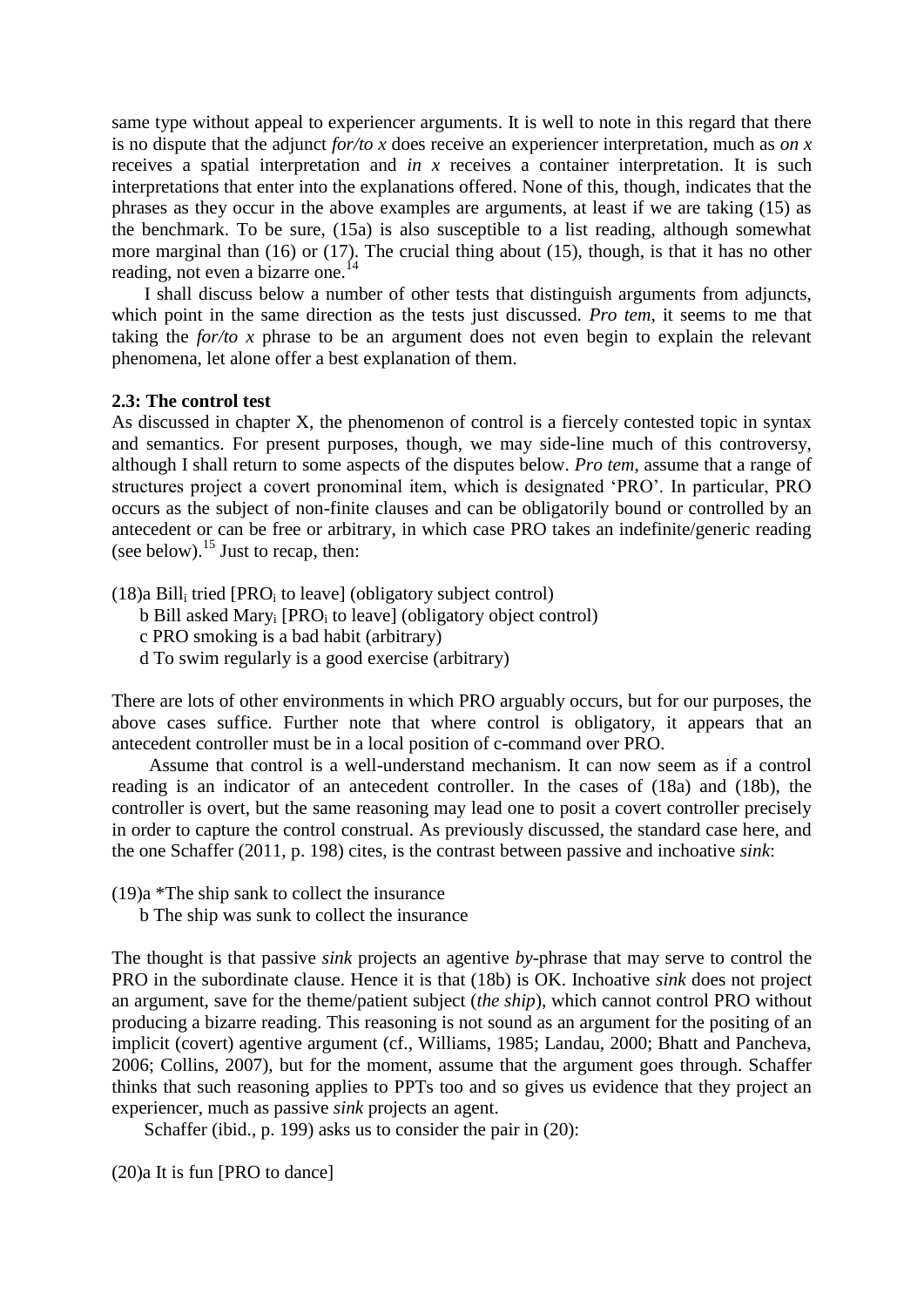same type without appeal to experiencer arguments. It is well to note in this regard that there is no dispute that the adjunct *for/to x* does receive an experiencer interpretation, much as *on x* receives a spatial interpretation and *in x* receives a container interpretation. It is such interpretations that enter into the explanations offered. None of this, though, indicates that the phrases as they occur in the above examples are arguments, at least if we are taking (15) as the benchmark. To be sure, (15a) is also susceptible to a list reading, although somewhat more marginal than (16) or (17). The crucial thing about (15), though, is that it has no other reading, not even a bizarre one.[14]

I shall discuss below a number of other tests that distinguish arguments from adjuncts, which point in the same direction as the tests just discussed. *Pro tem*, it seems to me that taking the *for/to x* phrase to be an argument does not even begin to explain the relevant phenomena, let alone offer a best explanation of them.

**2.3: The control test**

As discussed in chapter X, the phenomenon of control is a fiercely contested topic in syntax and semantics. For present purposes, though, we may side-line much of this controversy, although I shall return to some aspects of the disputes below. *Pro tem*, assume that a range of structures project a covert pronominal item, which is designated 'PRO'. In particular, PRO occurs as the subject of non-finite clauses and can be obligatorily bound or controlled by an antecedent or can be free or arbitrary, in which case PRO takes an indefinite/generic reading (see below).[15] Just to recap, then:

(18)a Bill$_i$ tried [PRO$_i$ to leave] (obligatory subject control)
 b Bill asked Mary$_i$ [PRO$_i$ to leave] (obligatory object control)
 c PRO smoking is a bad habit (arbitrary)
 d To swim regularly is a good exercise (arbitrary)

There are lots of other environments in which PRO arguably occurs, but for our purposes, the above cases suffice. Further note that where control is obligatory, it appears that an antecedent controller must be in a local position of c-command over PRO.

Assume that control is a well-understand mechanism. It can now seem as if a control reading is an indicator of an antecedent controller. In the cases of (18a) and (18b), the controller is overt, but the same reasoning may lead one to posit a covert controller precisely in order to capture the control construal. As previously discussed, the standard case here, and the one Schaffer (2011, p. 198) cites, is the contrast between passive and inchoative *sink*:

(19)a *The ship sank to collect the insurance
 b The ship was sunk to collect the insurance

The thought is that passive *sink* projects an agentive *by*-phrase that may serve to control the PRO in the subordinate clause. Hence it is that (18b) is OK. Inchoative *sink* does not project an argument, save for the theme/patient subject (*the ship*), which cannot control PRO without producing a bizarre reading. This reasoning is not sound as an argument for the positing of an implicit (covert) agentive argument (cf., Williams, 1985; Landau, 2000; Bhatt and Pancheva, 2006; Collins, 2007), but for the moment, assume that the argument goes through. Schaffer thinks that such reasoning applies to PPTs too and so gives us evidence that they project an experiencer, much as passive *sink* projects an agent.

Schaffer (ibid., p. 199) asks us to consider the pair in (20):

(20)a It is fun [PRO to dance]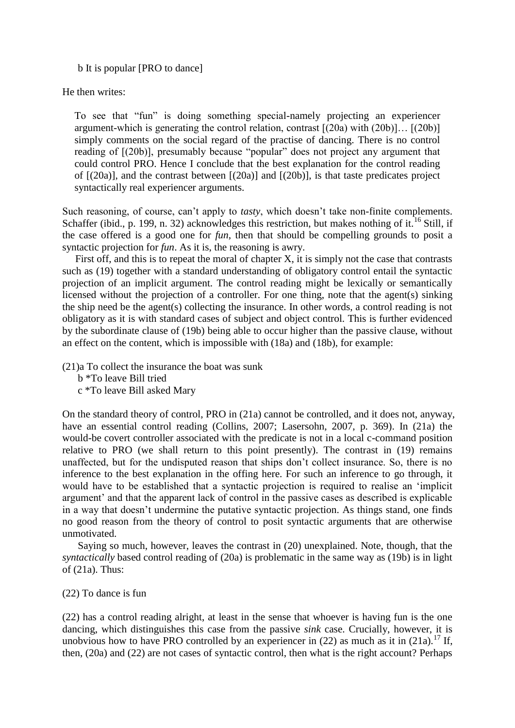b It is popular [PRO to dance]

He then writes:

> To see that "fun" is doing something special-namely projecting an experiencer argument-which is generating the control relation, contrast [(20a) with (20b)]… [(20b)] simply comments on the social regard of the practise of dancing. There is no control reading of [(20b)], presumably because "popular" does not project any argument that could control PRO. Hence I conclude that the best explanation for the control reading of [(20a)], and the contrast between [(20a)] and [(20b)], is that taste predicates project syntactically real experiencer arguments.

Such reasoning, of course, can't apply to *tasty*, which doesn't take non-finite complements. Schaffer (ibid., p. 199, n. 32) acknowledges this restriction, but makes nothing of it.[16] Still, if the case offered is a good one for *fun*, then that should be compelling grounds to posit a syntactic projection for *fun*. As it is, the reasoning is awry.

First off, and this is to repeat the moral of chapter X, it is simply not the case that contrasts such as (19) together with a standard understanding of obligatory control entail the syntactic projection of an implicit argument. The control reading might be lexically or semantically licensed without the projection of a controller. For one thing, note that the agent(s) sinking the ship need be the agent(s) collecting the insurance. In other words, a control reading is not obligatory as it is with standard cases of subject and object control. This is further evidenced by the subordinate clause of (19b) being able to occur higher than the passive clause, without an effect on the content, which is impossible with (18a) and (18b), for example:

(21)a To collect the insurance the boat was sunk
b *To leave Bill tried
c *To leave Bill asked Mary

On the standard theory of control, PRO in (21a) cannot be controlled, and it does not, anyway, have an essential control reading (Collins, 2007; Lasersohn, 2007, p. 369). In (21a) the would-be covert controller associated with the predicate is not in a local c-command position relative to PRO (we shall return to this point presently). The contrast in (19) remains unaffected, but for the undisputed reason that ships don't collect insurance. So, there is no inference to the best explanation in the offing here. For such an inference to go through, it would have to be established that a syntactic projection is required to realise an 'implicit argument' and that the apparent lack of control in the passive cases as described is explicable in a way that doesn't undermine the putative syntactic projection. As things stand, one finds no good reason from the theory of control to posit syntactic arguments that are otherwise unmotivated.

Saying so much, however, leaves the contrast in (20) unexplained. Note, though, that the *syntactically* based control reading of (20a) is problematic in the same way as (19b) is in light of (21a). Thus:

(22) To dance is fun

(22) has a control reading alright, at least in the sense that whoever is having fun is the one dancing, which distinguishes this case from the passive *sink* case. Crucially, however, it is unobvious how to have PRO controlled by an experiencer in (22) as much as it in (21a).[17] If, then, (20a) and (22) are not cases of syntactic control, then what is the right account? Perhaps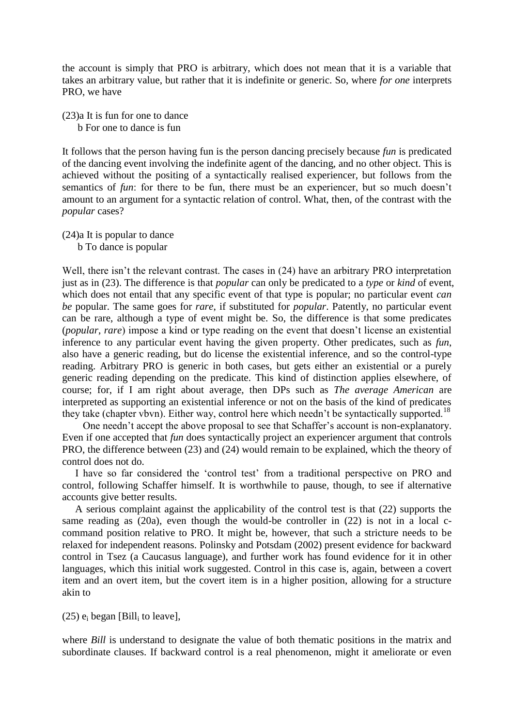the account is simply that PRO is arbitrary, which does not mean that it is a variable that takes an arbitrary value, but rather that it is indefinite or generic. So, where *for one* interprets PRO, we have

(23)a It is fun for one to dance
 b For one to dance is fun

It follows that the person having fun is the person dancing precisely because *fun* is predicated of the dancing event involving the indefinite agent of the dancing, and no other object. This is achieved without the positing of a syntactically realised experiencer, but follows from the semantics of *fun*: for there to be fun, there must be an experiencer, but so much doesn't amount to an argument for a syntactic relation of control. What, then, of the contrast with the *popular* cases?

(24)a It is popular to dance
 b To dance is popular

Well, there isn't the relevant contrast. The cases in (24) have an arbitrary PRO interpretation just as in (23). The difference is that *popular* can only be predicated to a *type* or *kind* of event, which does not entail that any specific event of that type is popular; no particular event *can be* popular. The same goes for *rare*, if substituted for *popular*. Patently, no particular event can be rare, although a type of event might be. So, the difference is that some predicates (*popular*, *rare*) impose a kind or type reading on the event that doesn't license an existential inference to any particular event having the given property. Other predicates, such as *fun*, also have a generic reading, but do license the existential inference, and so the control-type reading. Arbitrary PRO is generic in both cases, but gets either an existential or a purely generic reading depending on the predicate. This kind of distinction applies elsewhere, of course; for, if I am right about average, then DPs such as *The average American* are interpreted as supporting an existential inference or not on the basis of the kind of predicates they take (chapter vbvn). Either way, control here which needn't be syntactically supported.[18]

One needn't accept the above proposal to see that Schaffer's account is non-explanatory. Even if one accepted that *fun* does syntactically project an experiencer argument that controls PRO, the difference between (23) and (24) would remain to be explained, which the theory of control does not do.

I have so far considered the 'control test' from a traditional perspective on PRO and control, following Schaffer himself. It is worthwhile to pause, though, to see if alternative accounts give better results.

A serious complaint against the applicability of the control test is that (22) supports the same reading as (20a), even though the would-be controller in (22) is not in a local c-command position relative to PRO. It might be, however, that such a stricture needs to be relaxed for independent reasons. Polinsky and Potsdam (2002) present evidence for backward control in Tsez (a Caucasus language), and further work has found evidence for it in other languages, which this initial work suggested. Control in this case is, again, between a covert item and an overt item, but the covert item is in a higher position, allowing for a structure akin to

(25) $e_i$ began [Bill$_i$ to leave],

where *Bill* is understand to designate the value of both thematic positions in the matrix and subordinate clauses. If backward control is a real phenomenon, might it ameliorate or even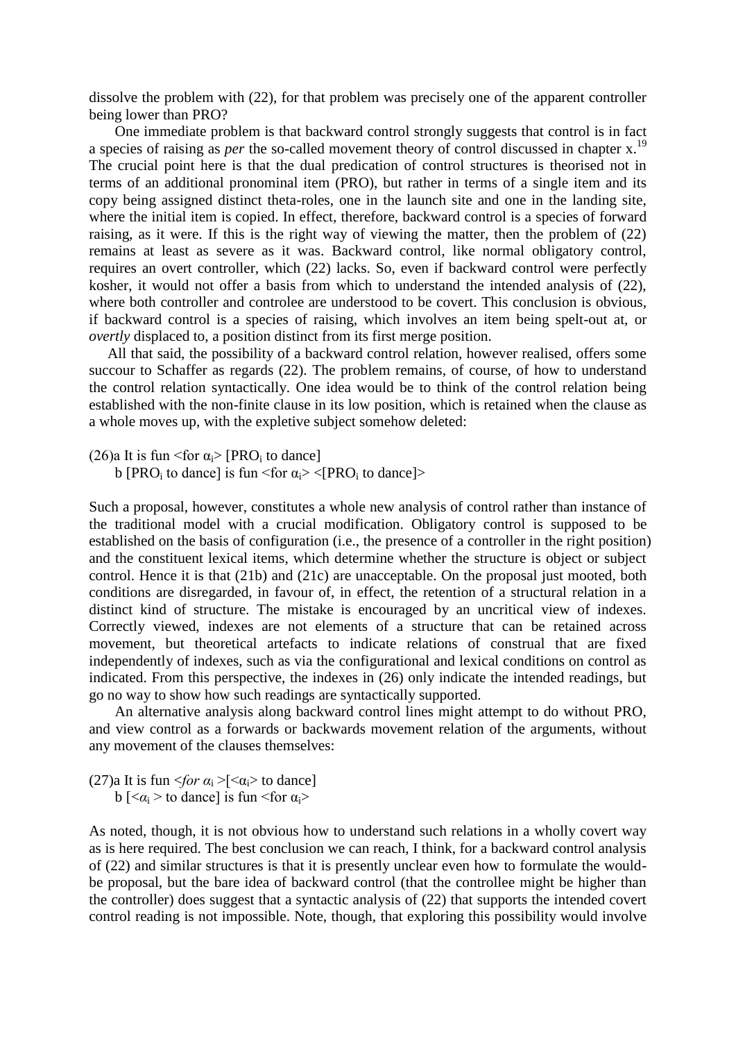dissolve the problem with (22), for that problem was precisely one of the apparent controller being lower than PRO?

One immediate problem is that backward control strongly suggests that control is in fact a species of raising as *per* the so-called movement theory of control discussed in chapter x.[19] The crucial point here is that the dual predication of control structures is theorised not in terms of an additional pronominal item (PRO), but rather in terms of a single item and its copy being assigned distinct theta-roles, one in the launch site and one in the landing site, where the initial item is copied. In effect, therefore, backward control is a species of forward raising, as it were. If this is the right way of viewing the matter, then the problem of (22) remains at least as severe as it was. Backward control, like normal obligatory control, requires an overt controller, which (22) lacks. So, even if backward control were perfectly kosher, it would not offer a basis from which to understand the intended analysis of (22), where both controller and controlee are understood to be covert. This conclusion is obvious, if backward control is a species of raising, which involves an item being spelt-out at, or *overtly* displaced to, a position distinct from its first merge position.

All that said, the possibility of a backward control relation, however realised, offers some succour to Schaffer as regards (22). The problem remains, of course, of how to understand the control relation syntactically. One idea would be to think of the control relation being established with the non-finite clause in its low position, which is retained when the clause as a whole moves up, with the expletive subject somehow deleted:

(26)a It is fun <for $\alpha_i$> [PRO$_i$ to dance]
  b [PRO$_i$ to dance] is fun <for $\alpha_i$> <[PRO$_i$ to dance]>

Such a proposal, however, constitutes a whole new analysis of control rather than instance of the traditional model with a crucial modification. Obligatory control is supposed to be established on the basis of configuration (i.e., the presence of a controller in the right position) and the constituent lexical items, which determine whether the structure is object or subject control. Hence it is that (21b) and (21c) are unacceptable. On the proposal just mooted, both conditions are disregarded, in favour of, in effect, the retention of a structural relation in a distinct kind of structure. The mistake is encouraged by an uncritical view of indexes. Correctly viewed, indexes are not elements of a structure that can be retained across movement, but theoretical artefacts to indicate relations of construal that are fixed independently of indexes, such as via the configurational and lexical conditions on control as indicated. From this perspective, the indexes in (26) only indicate the intended readings, but go no way to show how such readings are syntactically supported.

An alternative analysis along backward control lines might attempt to do without PRO, and view control as a forwards or backwards movement relation of the arguments, without any movement of the clauses themselves:

(27)a It is fun *<for $\alpha_i$ >*[<$\alpha_i$> to dance]
  b [<$\alpha_i$ > to dance] is fun <for $\alpha_i$>

As noted, though, it is not obvious how to understand such relations in a wholly covert way as is here required. The best conclusion we can reach, I think, for a backward control analysis of (22) and similar structures is that it is presently unclear even how to formulate the would-be proposal, but the bare idea of backward control (that the controllee might be higher than the controller) does suggest that a syntactic analysis of (22) that supports the intended covert control reading is not impossible. Note, though, that exploring this possibility would involve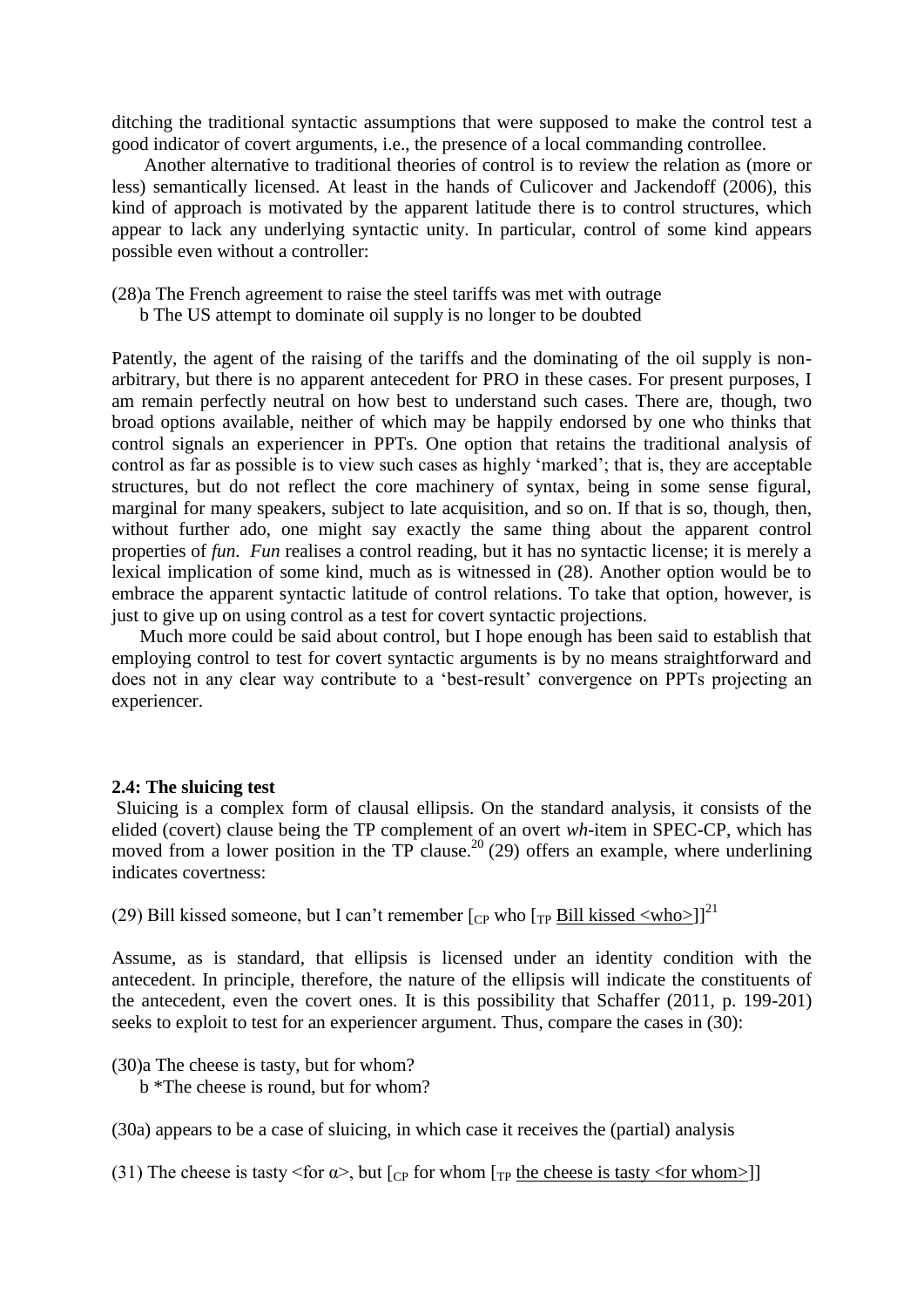ditching the traditional syntactic assumptions that were supposed to make the control test a good indicator of covert arguments, i.e., the presence of a local commanding controllee.

Another alternative to traditional theories of control is to review the relation as (more or less) semantically licensed. At least in the hands of Culicover and Jackendoff (2006), this kind of approach is motivated by the apparent latitude there is to control structures, which appear to lack any underlying syntactic unity. In particular, control of some kind appears possible even without a controller:

(28)a The French agreement to raise the steel tariffs was met with outrage
b The US attempt to dominate oil supply is no longer to be doubted

Patently, the agent of the raising of the tariffs and the dominating of the oil supply is non-arbitrary, but there is no apparent antecedent for PRO in these cases. For present purposes, I am remain perfectly neutral on how best to understand such cases. There are, though, two broad options available, neither of which may be happily endorsed by one who thinks that control signals an experiencer in PPTs. One option that retains the traditional analysis of control as far as possible is to view such cases as highly 'marked'; that is, they are acceptable structures, but do not reflect the core machinery of syntax, being in some sense figural, marginal for many speakers, subject to late acquisition, and so on. If that is so, though, then, without further ado, one might say exactly the same thing about the apparent control properties of *fun*. *Fun* realises a control reading, but it has no syntactic license; it is merely a lexical implication of some kind, much as is witnessed in (28). Another option would be to embrace the apparent syntactic latitude of control relations. To take that option, however, is just to give up on using control as a test for covert syntactic projections.

Much more could be said about control, but I hope enough has been said to establish that employing control to test for covert syntactic arguments is by no means straightforward and does not in any clear way contribute to a 'best-result' convergence on PPTs projecting an experiencer.

### 2.4: The sluicing test

Sluicing is a complex form of clausal ellipsis. On the standard analysis, it consists of the elided (covert) clause being the TP complement of an overt *wh*-item in SPEC-CP, which has moved from a lower position in the TP clause.[20] (29) offers an example, where underlining indicates covertness:

(29) Bill kissed someone, but I can't remember [$_{CP}$ who [$_{TP}$ <u>Bill kissed <who></u>]][21]

Assume, as is standard, that ellipsis is licensed under an identity condition with the antecedent. In principle, therefore, the nature of the ellipsis will indicate the constituents of the antecedent, even the covert ones. It is this possibility that Schaffer (2011, p. 199-201) seeks to exploit to test for an experiencer argument. Thus, compare the cases in (30):

(30)a The cheese is tasty, but for whom?
b *The cheese is round, but for whom?

(30a) appears to be a case of sluicing, in which case it receives the (partial) analysis

(31) The cheese is tasty <for $\alpha$>, but [$_{CP}$ for whom [$_{TP}$ <u>the cheese is tasty <for whom></u>]]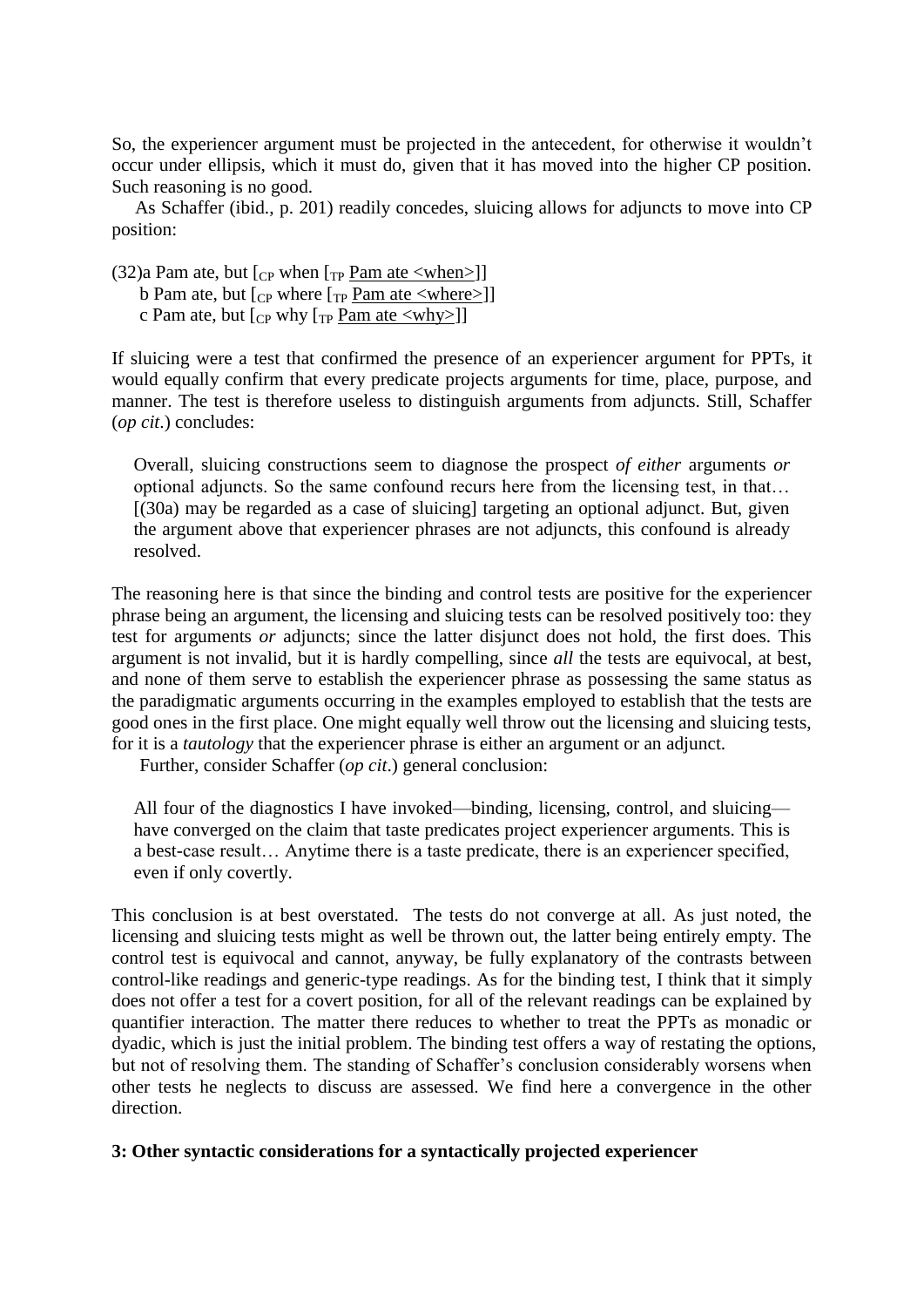So, the experiencer argument must be projected in the antecedent, for otherwise it wouldn't occur under ellipsis, which it must do, given that it has moved into the higher CP position. Such reasoning is no good.

As Schaffer (ibid., p. 201) readily concedes, sluicing allows for adjuncts to move into CP position:

(32)a Pam ate, but [$_{CP}$ when [$_{TP}$ Pam ate <when>]]
  b Pam ate, but [$_{CP}$ where [$_{TP}$ Pam ate <where>]]
  c Pam ate, but [$_{CP}$ why [$_{TP}$ Pam ate <why>]]

If sluicing were a test that confirmed the presence of an experiencer argument for PPTs, it would equally confirm that every predicate projects arguments for time, place, purpose, and manner. The test is therefore useless to distinguish arguments from adjuncts. Still, Schaffer (*op cit*.) concludes:

> Overall, sluicing constructions seem to diagnose the prospect *of either* arguments *or* optional adjuncts. So the same confound recurs here from the licensing test, in that… [(30a) may be regarded as a case of sluicing] targeting an optional adjunct. But, given the argument above that experiencer phrases are not adjuncts, this confound is already resolved.

The reasoning here is that since the binding and control tests are positive for the experiencer phrase being an argument, the licensing and sluicing tests can be resolved positively too: they test for arguments *or* adjuncts; since the latter disjunct does not hold, the first does. This argument is not invalid, but it is hardly compelling, since *all* the tests are equivocal, at best, and none of them serve to establish the experiencer phrase as possessing the same status as the paradigmatic arguments occurring in the examples employed to establish that the tests are good ones in the first place. One might equally well throw out the licensing and sluicing tests, for it is a *tautology* that the experiencer phrase is either an argument or an adjunct.

Further, consider Schaffer (*op cit*.) general conclusion:

> All four of the diagnostics I have invoked—binding, licensing, control, and sluicing—have converged on the claim that taste predicates project experiencer arguments. This is a best-case result… Anytime there is a taste predicate, there is an experiencer specified, even if only covertly.

This conclusion is at best overstated. The tests do not converge at all. As just noted, the licensing and sluicing tests might as well be thrown out, the latter being entirely empty. The control test is equivocal and cannot, anyway, be fully explanatory of the contrasts between control-like readings and generic-type readings. As for the binding test, I think that it simply does not offer a test for a covert position, for all of the relevant readings can be explained by quantifier interaction. The matter there reduces to whether to treat the PPTs as monadic or dyadic, which is just the initial problem. The binding test offers a way of restating the options, but not of resolving them. The standing of Schaffer's conclusion considerably worsens when other tests he neglects to discuss are assessed. We find here a convergence in the other direction.

**3: Other syntactic considerations for a syntactically projected experiencer**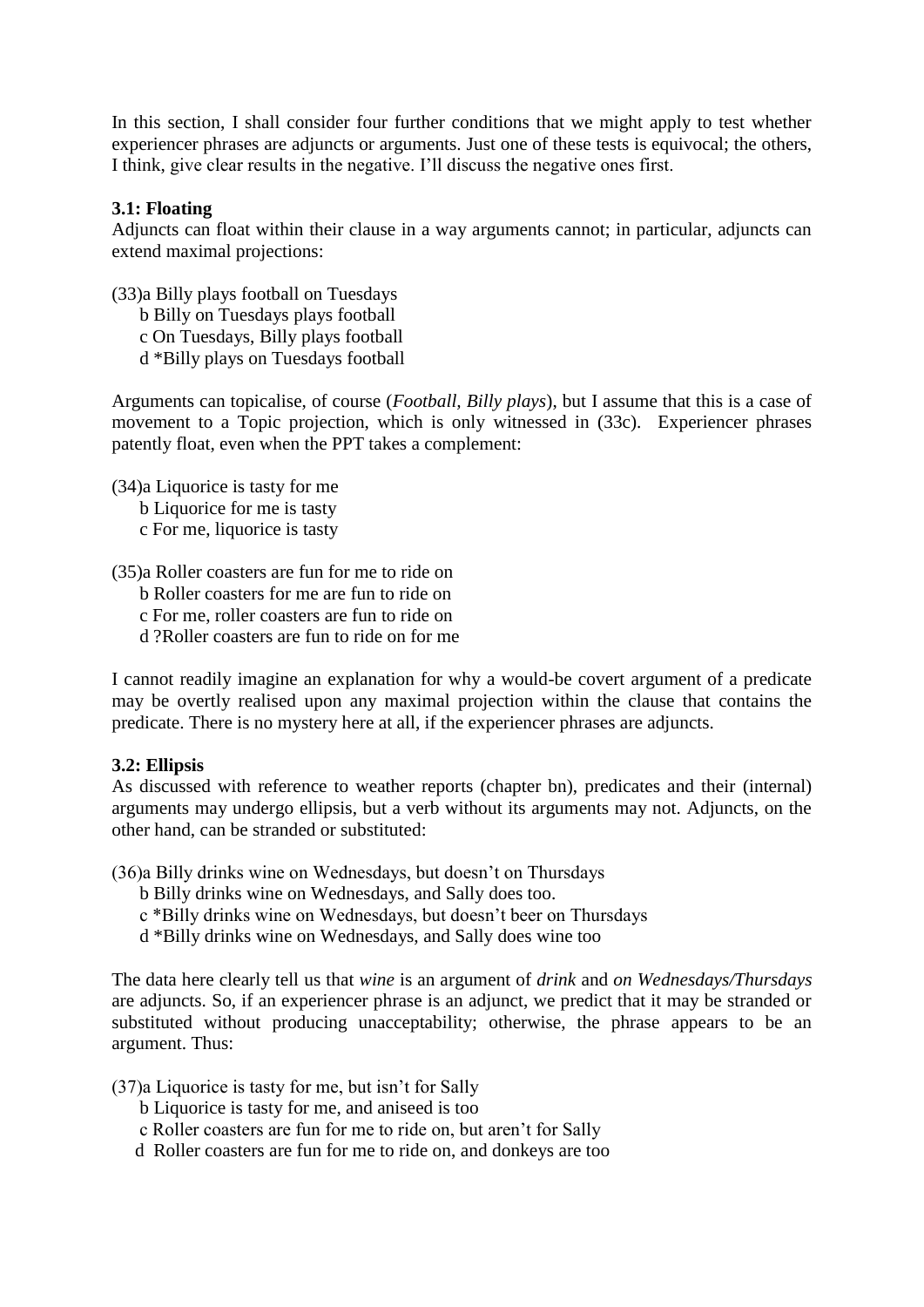In this section, I shall consider four further conditions that we might apply to test whether experiencer phrases are adjuncts or arguments. Just one of these tests is equivocal; the others, I think, give clear results in the negative. I'll discuss the negative ones first.

### 3.1: Floating

Adjuncts can float within their clause in a way arguments cannot; in particular, adjuncts can extend maximal projections:

(33)a Billy plays football on Tuesdays
  b Billy on Tuesdays plays football
  c On Tuesdays, Billy plays football
  d *Billy plays on Tuesdays football

Arguments can topicalise, of course (*Football, Billy plays*), but I assume that this is a case of movement to a Topic projection, which is only witnessed in (33c). Experiencer phrases patently float, even when the PPT takes a complement:

(34)a Liquorice is tasty for me
  b Liquorice for me is tasty
  c For me, liquorice is tasty

(35)a Roller coasters are fun for me to ride on
  b Roller coasters for me are fun to ride on
  c For me, roller coasters are fun to ride on
  d ?Roller coasters are fun to ride on for me

I cannot readily imagine an explanation for why a would-be covert argument of a predicate may be overtly realised upon any maximal projection within the clause that contains the predicate. There is no mystery here at all, if the experiencer phrases are adjuncts.

### 3.2: Ellipsis

As discussed with reference to weather reports (chapter bn), predicates and their (internal) arguments may undergo ellipsis, but a verb without its arguments may not. Adjuncts, on the other hand, can be stranded or substituted:

(36)a Billy drinks wine on Wednesdays, but doesn't on Thursdays
  b Billy drinks wine on Wednesdays, and Sally does too.
  c *Billy drinks wine on Wednesdays, but doesn't beer on Thursdays
  d *Billy drinks wine on Wednesdays, and Sally does wine too

The data here clearly tell us that *wine* is an argument of *drink* and *on Wednesdays/Thursdays* are adjuncts. So, if an experiencer phrase is an adjunct, we predict that it may be stranded or substituted without producing unacceptability; otherwise, the phrase appears to be an argument. Thus:

(37)a Liquorice is tasty for me, but isn't for Sally
  b Liquorice is tasty for me, and aniseed is too
  c Roller coasters are fun for me to ride on, but aren't for Sally
  d Roller coasters are fun for me to ride on, and donkeys are too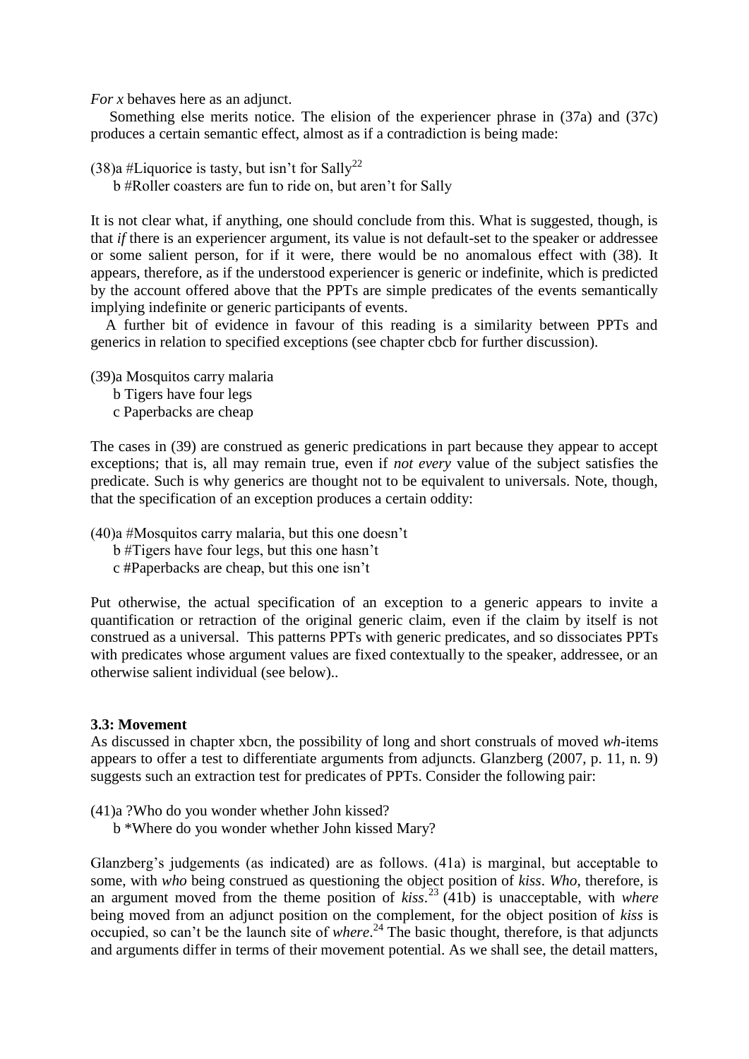*For x* behaves here as an adjunct.

Something else merits notice. The elision of the experiencer phrase in (37a) and (37c) produces a certain semantic effect, almost as if a contradiction is being made:

(38)a #Liquorice is tasty, but isn't for Sally[22]
 b #Roller coasters are fun to ride on, but aren't for Sally

It is not clear what, if anything, one should conclude from this. What is suggested, though, is that *if* there is an experiencer argument, its value is not default-set to the speaker or addressee or some salient person, for if it were, there would be no anomalous effect with (38). It appears, therefore, as if the understood experiencer is generic or indefinite, which is predicted by the account offered above that the PPTs are simple predicates of the events semantically implying indefinite or generic participants of events.

A further bit of evidence in favour of this reading is a similarity between PPTs and generics in relation to specified exceptions (see chapter cbcb for further discussion).

(39)a Mosquitos carry malaria
 b Tigers have four legs
 c Paperbacks are cheap

The cases in (39) are construed as generic predications in part because they appear to accept exceptions; that is, all may remain true, even if *not every* value of the subject satisfies the predicate. Such is why generics are thought not to be equivalent to universals. Note, though, that the specification of an exception produces a certain oddity:

(40)a #Mosquitos carry malaria, but this one doesn't
 b #Tigers have four legs, but this one hasn't
 c #Paperbacks are cheap, but this one isn't

Put otherwise, the actual specification of an exception to a generic appears to invite a quantification or retraction of the original generic claim, even if the claim by itself is not construed as a universal. This patterns PPTs with generic predicates, and so dissociates PPTs with predicates whose argument values are fixed contextually to the speaker, addressee, or an otherwise salient individual (see below)..

### 3.3: Movement

As discussed in chapter xbcn, the possibility of long and short construals of moved *wh*-items appears to offer a test to differentiate arguments from adjuncts. Glanzberg (2007, p. 11, n. 9) suggests such an extraction test for predicates of PPTs. Consider the following pair:

(41)a ?Who do you wonder whether John kissed?
 b \*Where do you wonder whether John kissed Mary?

Glanzberg's judgements (as indicated) are as follows. (41a) is marginal, but acceptable to some, with *who* being construed as questioning the object position of *kiss*. *Who*, therefore, is an argument moved from the theme position of *kiss*.[23] (41b) is unacceptable, with *where* being moved from an adjunct position on the complement, for the object position of *kiss* is occupied, so can't be the launch site of *where*.[24] The basic thought, therefore, is that adjuncts and arguments differ in terms of their movement potential. As we shall see, the detail matters,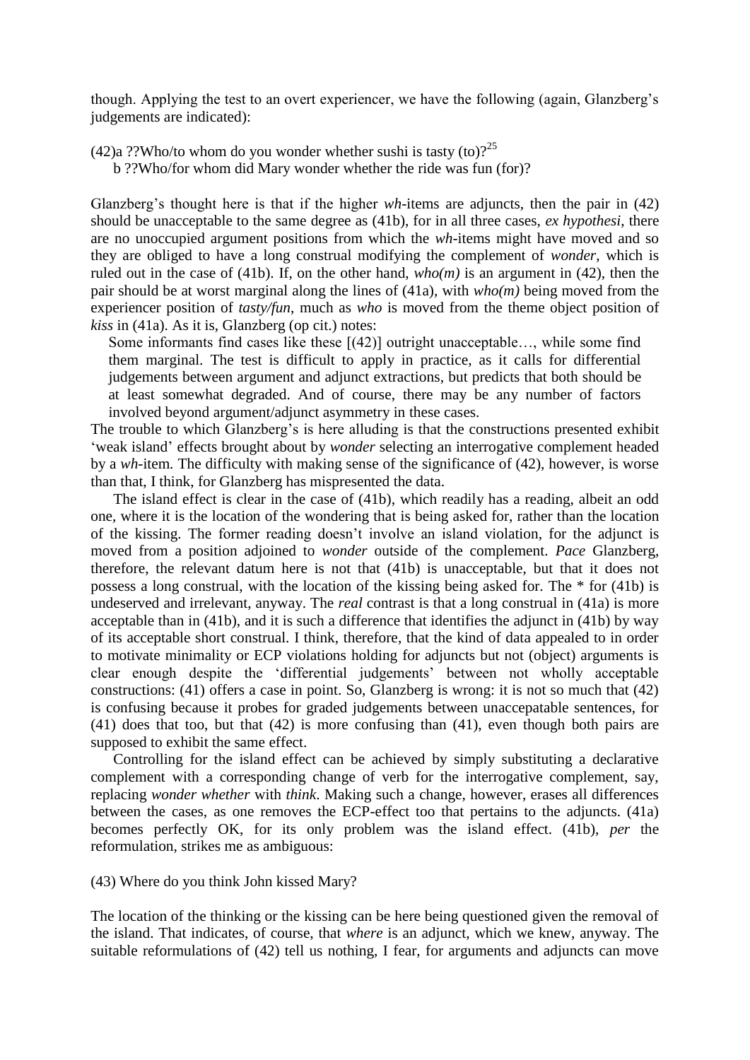though. Applying the test to an overt experiencer, we have the following (again, Glanzberg's judgements are indicated):

(42)a ??Who/to whom do you wonder whether sushi is tasty (to)?[25]

b ??Who/for whom did Mary wonder whether the ride was fun (for)?

Glanzberg's thought here is that if the higher *wh*-items are adjuncts, then the pair in (42) should be unacceptable to the same degree as (41b), for in all three cases, *ex hypothesi*, there are no unoccupied argument positions from which the *wh*-items might have moved and so they are obliged to have a long construal modifying the complement of *wonder*, which is ruled out in the case of (41b). If, on the other hand, *who(m)* is an argument in (42), then the pair should be at worst marginal along the lines of (41a), with *who(m)* being moved from the experiencer position of *tasty/fun*, much as *who* is moved from the theme object position of *kiss* in (41a). As it is, Glanzberg (op cit.) notes:

> Some informants find cases like these [(42)] outright unacceptable…, while some find them marginal. The test is difficult to apply in practice, as it calls for differential judgements between argument and adjunct extractions, but predicts that both should be at least somewhat degraded. And of course, there may be any number of factors involved beyond argument/adjunct asymmetry in these cases.

The trouble to which Glanzberg's is here alluding is that the constructions presented exhibit 'weak island' effects brought about by *wonder* selecting an interrogative complement headed by a *wh*-item. The difficulty with making sense of the significance of (42), however, is worse than that, I think, for Glanzberg has mispresented the data.

The island effect is clear in the case of (41b), which readily has a reading, albeit an odd one, where it is the location of the wondering that is being asked for, rather than the location of the kissing. The former reading doesn't involve an island violation, for the adjunct is moved from a position adjoined to *wonder* outside of the complement. *Pace* Glanzberg, therefore, the relevant datum here is not that (41b) is unacceptable, but that it does not possess a long construal, with the location of the kissing being asked for. The * for (41b) is undeserved and irrelevant, anyway. The *real* contrast is that a long construal in (41a) is more acceptable than in (41b), and it is such a difference that identifies the adjunct in (41b) by way of its acceptable short construal. I think, therefore, that the kind of data appealed to in order to motivate minimality or ECP violations holding for adjuncts but not (object) arguments is clear enough despite the 'differential judgements' between not wholly acceptable constructions: (41) offers a case in point. So, Glanzberg is wrong: it is not so much that (42) is confusing because it probes for graded judgements between unaccepatable sentences, for (41) does that too, but that (42) is more confusing than (41), even though both pairs are supposed to exhibit the same effect.

Controlling for the island effect can be achieved by simply substituting a declarative complement with a corresponding change of verb for the interrogative complement, say, replacing *wonder whether* with *think*. Making such a change, however, erases all differences between the cases, as one removes the ECP-effect too that pertains to the adjuncts. (41a) becomes perfectly OK, for its only problem was the island effect. (41b), *per* the reformulation, strikes me as ambiguous:

(43) Where do you think John kissed Mary?

The location of the thinking or the kissing can be here being questioned given the removal of the island. That indicates, of course, that *where* is an adjunct, which we knew, anyway. The suitable reformulations of (42) tell us nothing, I fear, for arguments and adjuncts can move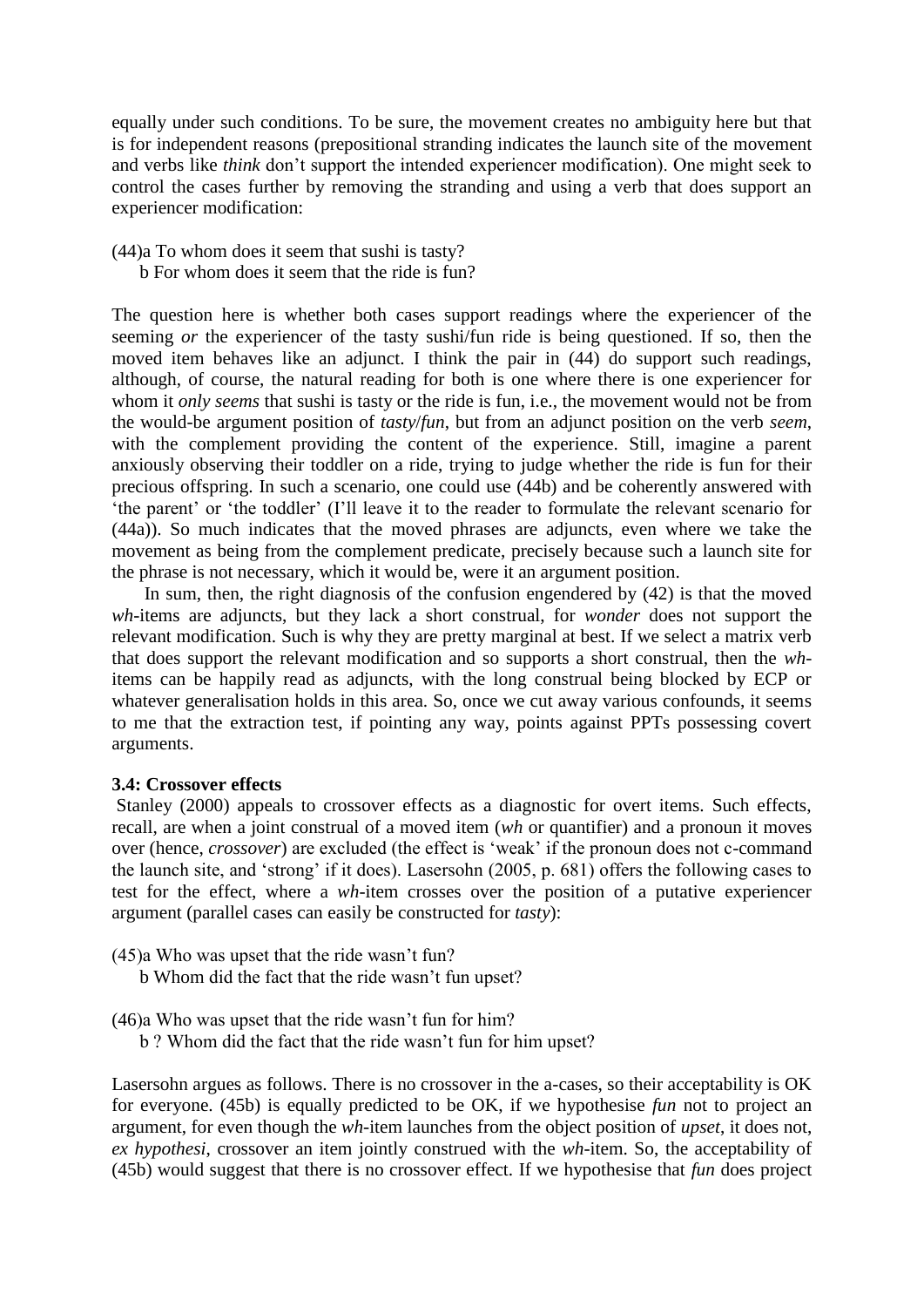equally under such conditions. To be sure, the movement creates no ambiguity here but that is for independent reasons (prepositional stranding indicates the launch site of the movement and verbs like *think* don't support the intended experiencer modification). One might seek to control the cases further by removing the stranding and using a verb that does support an experiencer modification:

(44)a To whom does it seem that sushi is tasty?
     b For whom does it seem that the ride is fun?

The question here is whether both cases support readings where the experiencer of the seeming *or* the experiencer of the tasty sushi/fun ride is being questioned. If so, then the moved item behaves like an adjunct. I think the pair in (44) do support such readings, although, of course, the natural reading for both is one where there is one experiencer for whom it *only seems* that sushi is tasty or the ride is fun, i.e., the movement would not be from the would-be argument position of *tasty*/*fun*, but from an adjunct position on the verb *seem*, with the complement providing the content of the experience. Still, imagine a parent anxiously observing their toddler on a ride, trying to judge whether the ride is fun for their precious offspring. In such a scenario, one could use (44b) and be coherently answered with 'the parent' or 'the toddler' (I'll leave it to the reader to formulate the relevant scenario for (44a)). So much indicates that the moved phrases are adjuncts, even where we take the movement as being from the complement predicate, precisely because such a launch site for the phrase is not necessary, which it would be, were it an argument position.

In sum, then, the right diagnosis of the confusion engendered by (42) is that the moved *wh*-items are adjuncts, but they lack a short construal, for *wonder* does not support the relevant modification. Such is why they are pretty marginal at best. If we select a matrix verb that does support the relevant modification and so supports a short construal, then the *wh*-items can be happily read as adjuncts, with the long construal being blocked by ECP or whatever generalisation holds in this area. So, once we cut away various confounds, it seems to me that the extraction test, if pointing any way, points against PPTs possessing covert arguments.

### 3.4: Crossover effects

Stanley (2000) appeals to crossover effects as a diagnostic for overt items. Such effects, recall, are when a joint construal of a moved item (*wh* or quantifier) and a pronoun it moves over (hence, *crossover*) are excluded (the effect is 'weak' if the pronoun does not c-command the launch site, and 'strong' if it does). Lasersohn (2005, p. 681) offers the following cases to test for the effect, where a *wh*-item crosses over the position of a putative experiencer argument (parallel cases can easily be constructed for *tasty*):

(45)a Who was upset that the ride wasn't fun?
     b Whom did the fact that the ride wasn't fun upset?

(46)a Who was upset that the ride wasn't fun for him?
     b ? Whom did the fact that the ride wasn't fun for him upset?

Lasersohn argues as follows. There is no crossover in the a-cases, so their acceptability is OK for everyone. (45b) is equally predicted to be OK, if we hypothesise *fun* not to project an argument, for even though the *wh*-item launches from the object position of *upset*, it does not, *ex hypothesi*, crossover an item jointly construed with the *wh*-item. So, the acceptability of (45b) would suggest that there is no crossover effect. If we hypothesise that *fun* does project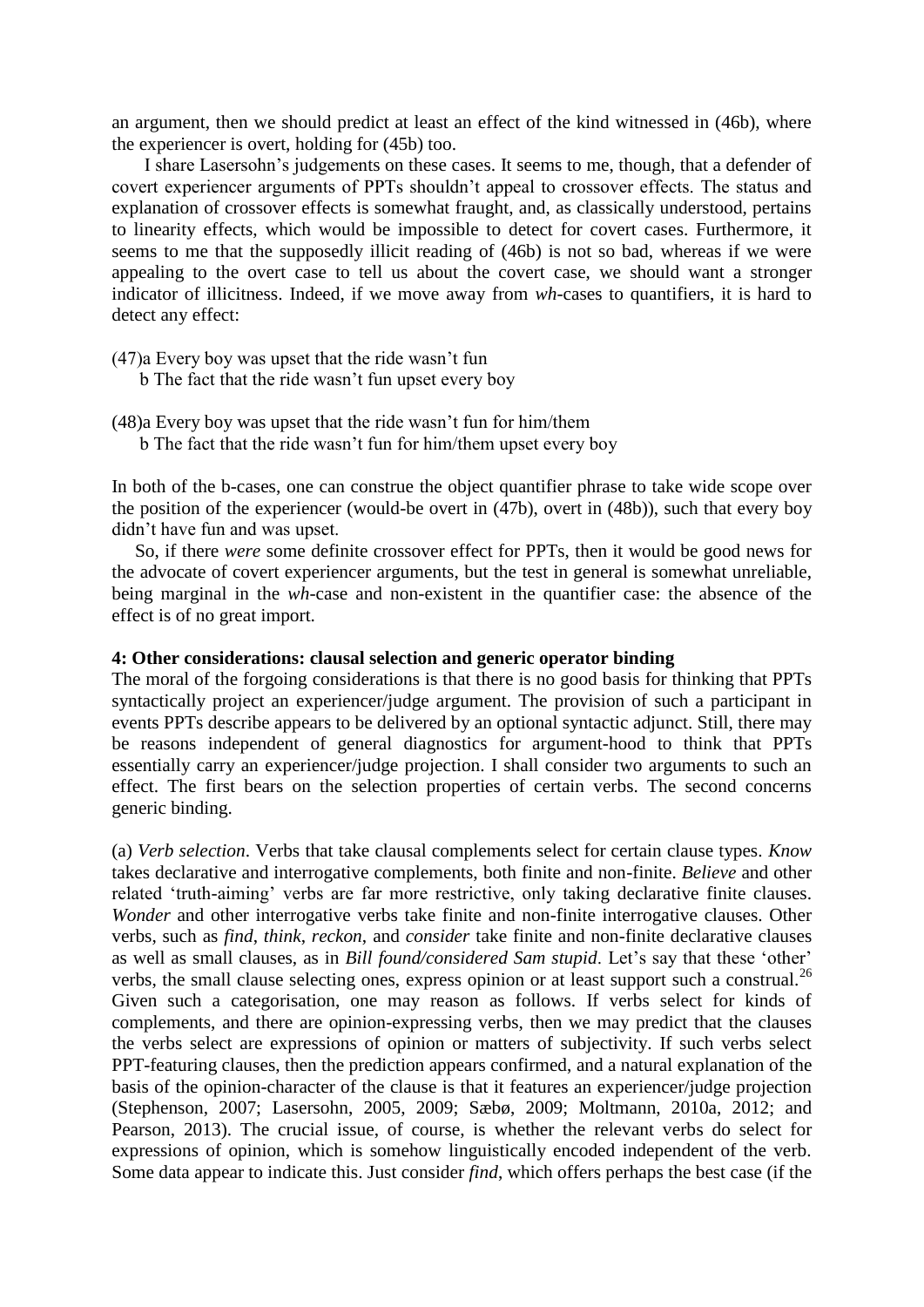an argument, then we should predict at least an effect of the kind witnessed in (46b), where the experiencer is overt, holding for (45b) too.

I share Lasersohn's judgements on these cases. It seems to me, though, that a defender of covert experiencer arguments of PPTs shouldn't appeal to crossover effects. The status and explanation of crossover effects is somewhat fraught, and, as classically understood, pertains to linearity effects, which would be impossible to detect for covert cases. Furthermore, it seems to me that the supposedly illicit reading of (46b) is not so bad, whereas if we were appealing to the overt case to tell us about the covert case, we should want a stronger indicator of illicitness. Indeed, if we move away from *wh*-cases to quantifiers, it is hard to detect any effect:

(47)a Every boy was upset that the ride wasn't fun
b The fact that the ride wasn't fun upset every boy

(48)a Every boy was upset that the ride wasn't fun for him/them
b The fact that the ride wasn't fun for him/them upset every boy

In both of the b-cases, one can construe the object quantifier phrase to take wide scope over the position of the experiencer (would-be overt in (47b), overt in (48b)), such that every boy didn't have fun and was upset.

So, if there *were* some definite crossover effect for PPTs, then it would be good news for the advocate of covert experiencer arguments, but the test in general is somewhat unreliable, being marginal in the *wh*-case and non-existent in the quantifier case: the absence of the effect is of no great import.

**4: Other considerations: clausal selection and generic operator binding**

The moral of the forgoing considerations is that there is no good basis for thinking that PPTs syntactically project an experiencer/judge argument. The provision of such a participant in events PPTs describe appears to be delivered by an optional syntactic adjunct. Still, there may be reasons independent of general diagnostics for argument-hood to think that PPTs essentially carry an experiencer/judge projection. I shall consider two arguments to such an effect. The first bears on the selection properties of certain verbs. The second concerns generic binding.

(a) *Verb selection*. Verbs that take clausal complements select for certain clause types. *Know* takes declarative and interrogative complements, both finite and non-finite. *Believe* and other related 'truth-aiming' verbs are far more restrictive, only taking declarative finite clauses. *Wonder* and other interrogative verbs take finite and non-finite interrogative clauses. Other verbs, such as *find*, *think*, *reckon*, and *consider* take finite and non-finite declarative clauses as well as small clauses, as in *Bill found/considered Sam stupid*. Let's say that these 'other' verbs, the small clause selecting ones, express opinion or at least support such a construal.[26] Given such a categorisation, one may reason as follows. If verbs select for kinds of complements, and there are opinion-expressing verbs, then we may predict that the clauses the verbs select are expressions of opinion or matters of subjectivity. If such verbs select PPT-featuring clauses, then the prediction appears confirmed, and a natural explanation of the basis of the opinion-character of the clause is that it features an experiencer/judge projection (Stephenson, 2007; Lasersohn, 2005, 2009; Sæbø, 2009; Moltmann, 2010a, 2012; and Pearson, 2013). The crucial issue, of course, is whether the relevant verbs do select for expressions of opinion, which is somehow linguistically encoded independent of the verb. Some data appear to indicate this. Just consider *find*, which offers perhaps the best case (if the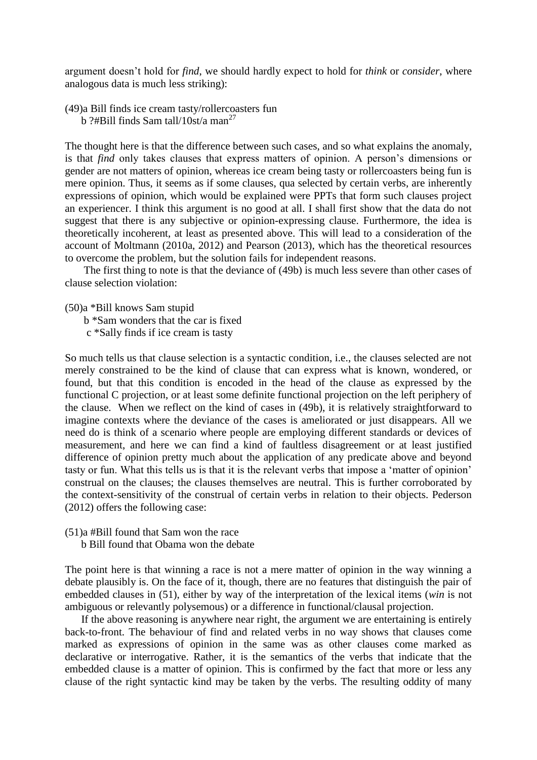argument doesn't hold for *find*, we should hardly expect to hold for *think* or *consider*, where analogous data is much less striking):

(49)a Bill finds ice cream tasty/rollercoasters fun
 b ?#Bill finds Sam tall/10st/a man[27]

The thought here is that the difference between such cases, and so what explains the anomaly, is that *find* only takes clauses that express matters of opinion. A person's dimensions or gender are not matters of opinion, whereas ice cream being tasty or rollercoasters being fun is mere opinion. Thus, it seems as if some clauses, qua selected by certain verbs, are inherently expressions of opinion, which would be explained were PPTs that form such clauses project an experiencer. I think this argument is no good at all. I shall first show that the data do not suggest that there is any subjective or opinion-expressing clause. Furthermore, the idea is theoretically incoherent, at least as presented above. This will lead to a consideration of the account of Moltmann (2010a, 2012) and Pearson (2013), which has the theoretical resources to overcome the problem, but the solution fails for independent reasons.

The first thing to note is that the deviance of (49b) is much less severe than other cases of clause selection violation:

(50)a *Bill knows Sam stupid
 b *Sam wonders that the car is fixed
 c *Sally finds if ice cream is tasty

So much tells us that clause selection is a syntactic condition, i.e., the clauses selected are not merely constrained to be the kind of clause that can express what is known, wondered, or found, but that this condition is encoded in the head of the clause as expressed by the functional C projection, or at least some definite functional projection on the left periphery of the clause. When we reflect on the kind of cases in (49b), it is relatively straightforward to imagine contexts where the deviance of the cases is ameliorated or just disappears. All we need do is think of a scenario where people are employing different standards or devices of measurement, and here we can find a kind of faultless disagreement or at least justified difference of opinion pretty much about the application of any predicate above and beyond tasty or fun. What this tells us is that it is the relevant verbs that impose a 'matter of opinion' construal on the clauses; the clauses themselves are neutral. This is further corroborated by the context-sensitivity of the construal of certain verbs in relation to their objects. Pederson (2012) offers the following case:

(51)a #Bill found that Sam won the race
 b Bill found that Obama won the debate

The point here is that winning a race is not a mere matter of opinion in the way winning a debate plausibly is. On the face of it, though, there are no features that distinguish the pair of embedded clauses in (51), either by way of the interpretation of the lexical items (*win* is not ambiguous or relevantly polysemous) or a difference in functional/clausal projection.

If the above reasoning is anywhere near right, the argument we are entertaining is entirely back-to-front. The behaviour of find and related verbs in no way shows that clauses come marked as expressions of opinion in the same was as other clauses come marked as declarative or interrogative. Rather, it is the semantics of the verbs that indicate that the embedded clause is a matter of opinion. This is confirmed by the fact that more or less any clause of the right syntactic kind may be taken by the verbs. The resulting oddity of many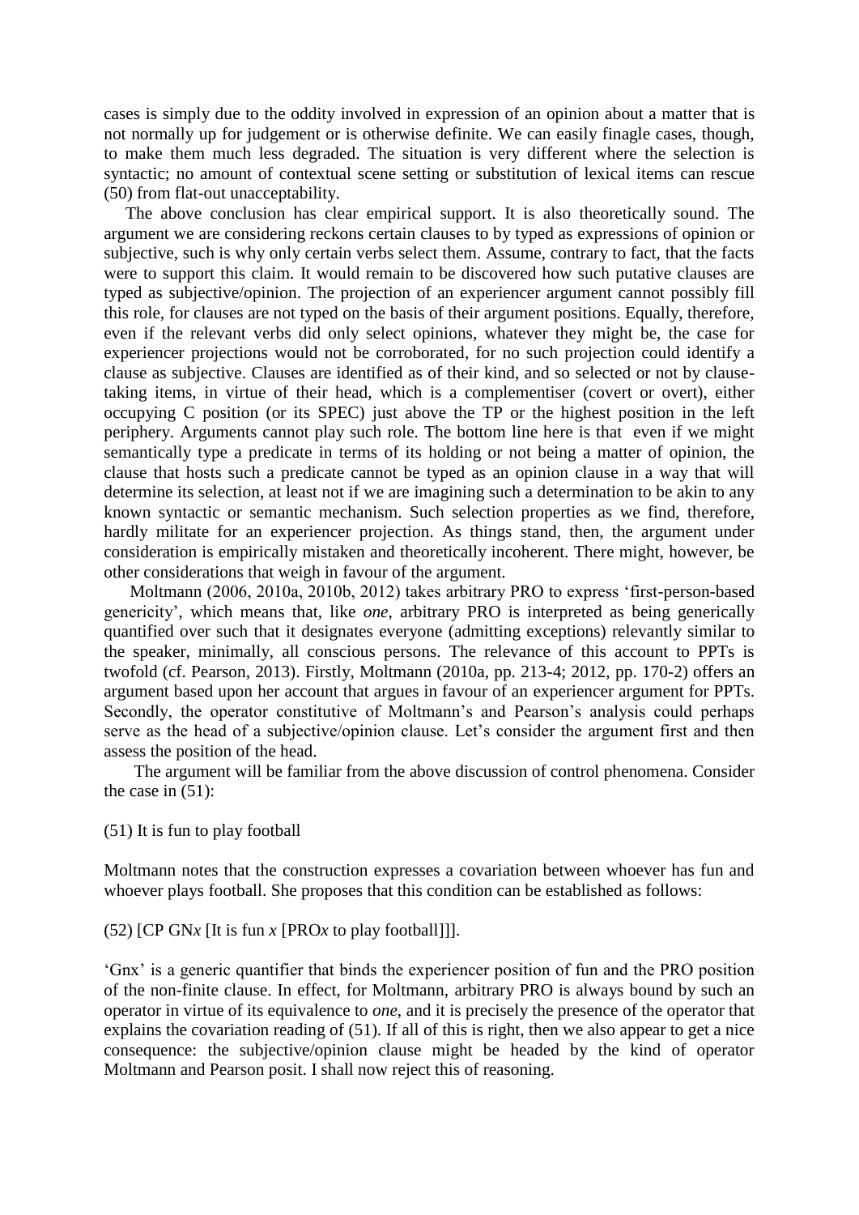cases is simply due to the oddity involved in expression of an opinion about a matter that is not normally up for judgement or is otherwise definite. We can easily finagle cases, though, to make them much less degraded. The situation is very different where the selection is syntactic; no amount of contextual scene setting or substitution of lexical items can rescue (50) from flat-out unacceptability.

The above conclusion has clear empirical support. It is also theoretically sound. The argument we are considering reckons certain clauses to by typed as expressions of opinion or subjective, such is why only certain verbs select them. Assume, contrary to fact, that the facts were to support this claim. It would remain to be discovered how such putative clauses are typed as subjective/opinion. The projection of an experiencer argument cannot possibly fill this role, for clauses are not typed on the basis of their argument positions. Equally, therefore, even if the relevant verbs did only select opinions, whatever they might be, the case for experiencer projections would not be corroborated, for no such projection could identify a clause as subjective. Clauses are identified as of their kind, and so selected or not by clause-taking items, in virtue of their head, which is a complementiser (covert or overt), either occupying C position (or its SPEC) just above the TP or the highest position in the left periphery. Arguments cannot play such role. The bottom line here is that even if we might semantically type a predicate in terms of its holding or not being a matter of opinion, the clause that hosts such a predicate cannot be typed as an opinion clause in a way that will determine its selection, at least not if we are imagining such a determination to be akin to any known syntactic or semantic mechanism. Such selection properties as we find, therefore, hardly militate for an experiencer projection. As things stand, then, the argument under consideration is empirically mistaken and theoretically incoherent. There might, however, be other considerations that weigh in favour of the argument.

Moltmann (2006, 2010a, 2010b, 2012) takes arbitrary PRO to express 'first-person-based genericity', which means that, like *one*, arbitrary PRO is interpreted as being generically quantified over such that it designates everyone (admitting exceptions) relevantly similar to the speaker, minimally, all conscious persons. The relevance of this account to PPTs is twofold (cf. Pearson, 2013). Firstly, Moltmann (2010a, pp. 213-4; 2012, pp. 170-2) offers an argument based upon her account that argues in favour of an experiencer argument for PPTs. Secondly, the operator constitutive of Moltmann's and Pearson's analysis could perhaps serve as the head of a subjective/opinion clause. Let's consider the argument first and then assess the position of the head.

The argument will be familiar from the above discussion of control phenomena. Consider the case in (51):

(51) It is fun to play football

Moltmann notes that the construction expresses a covariation between whoever has fun and whoever plays football. She proposes that this condition can be established as follows:

(52) [CP GN*x* [It is fun *x* [PRO*x* to play football]]].

'Gnx' is a generic quantifier that binds the experiencer position of fun and the PRO position of the non-finite clause. In effect, for Moltmann, arbitrary PRO is always bound by such an operator in virtue of its equivalence to *one*, and it is precisely the presence of the operator that explains the covariation reading of (51). If all of this is right, then we also appear to get a nice consequence: the subjective/opinion clause might be headed by the kind of operator Moltmann and Pearson posit. I shall now reject this of reasoning.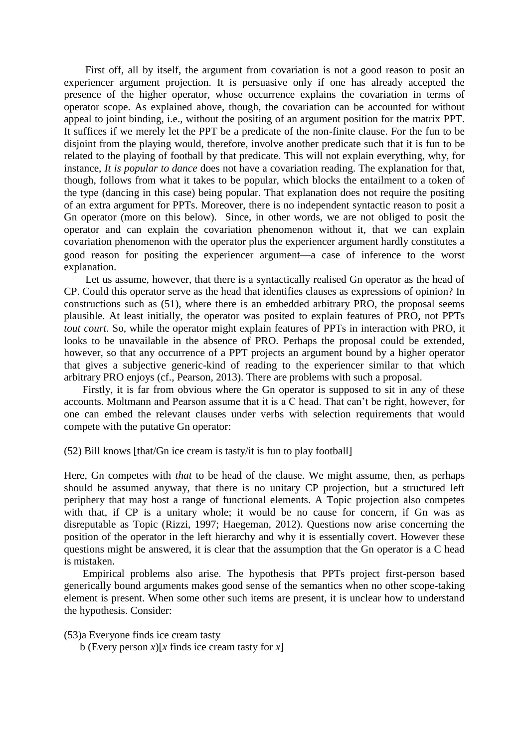First off, all by itself, the argument from covariation is not a good reason to posit an experiencer argument projection. It is persuasive only if one has already accepted the presence of the higher operator, whose occurrence explains the covariation in terms of operator scope. As explained above, though, the covariation can be accounted for without appeal to joint binding, i.e., without the positing of an argument position for the matrix PPT. It suffices if we merely let the PPT be a predicate of the non-finite clause. For the fun to be disjoint from the playing would, therefore, involve another predicate such that it is fun to be related to the playing of football by that predicate. This will not explain everything, why, for instance, *It is popular to dance* does not have a covariation reading. The explanation for that, though, follows from what it takes to be popular, which blocks the entailment to a token of the type (dancing in this case) being popular. That explanation does not require the positing of an extra argument for PPTs. Moreover, there is no independent syntactic reason to posit a Gn operator (more on this below). Since, in other words, we are not obliged to posit the operator and can explain the covariation phenomenon without it, that we can explain covariation phenomenon with the operator plus the experiencer argument hardly constitutes a good reason for positing the experiencer argument—a case of inference to the worst explanation.

Let us assume, however, that there is a syntactically realised Gn operator as the head of CP. Could this operator serve as the head that identifies clauses as expressions of opinion? In constructions such as (51), where there is an embedded arbitrary PRO, the proposal seems plausible. At least initially, the operator was posited to explain features of PRO, not PPTs *tout court*. So, while the operator might explain features of PPTs in interaction with PRO, it looks to be unavailable in the absence of PRO. Perhaps the proposal could be extended, however, so that any occurrence of a PPT projects an argument bound by a higher operator that gives a subjective generic-kind of reading to the experiencer similar to that which arbitrary PRO enjoys (cf., Pearson, 2013). There are problems with such a proposal.

Firstly, it is far from obvious where the Gn operator is supposed to sit in any of these accounts. Moltmann and Pearson assume that it is a C head. That can't be right, however, for one can embed the relevant clauses under verbs with selection requirements that would compete with the putative Gn operator:

(52) Bill knows [that/Gn ice cream is tasty/it is fun to play football]

Here, Gn competes with *that* to be head of the clause. We might assume, then, as perhaps should be assumed anyway, that there is no unitary CP projection, but a structured left periphery that may host a range of functional elements. A Topic projection also competes with that, if CP is a unitary whole; it would be no cause for concern, if Gn was as disreputable as Topic (Rizzi, 1997; Haegeman, 2012). Questions now arise concerning the position of the operator in the left hierarchy and why it is essentially covert. However these questions might be answered, it is clear that the assumption that the Gn operator is a C head is mistaken.

Empirical problems also arise. The hypothesis that PPTs project first-person based generically bound arguments makes good sense of the semantics when no other scope-taking element is present. When some other such items are present, it is unclear how to understand the hypothesis. Consider:

(53)a Everyone finds ice cream tasty

b (Every person *x*)[*x* finds ice cream tasty for *x*]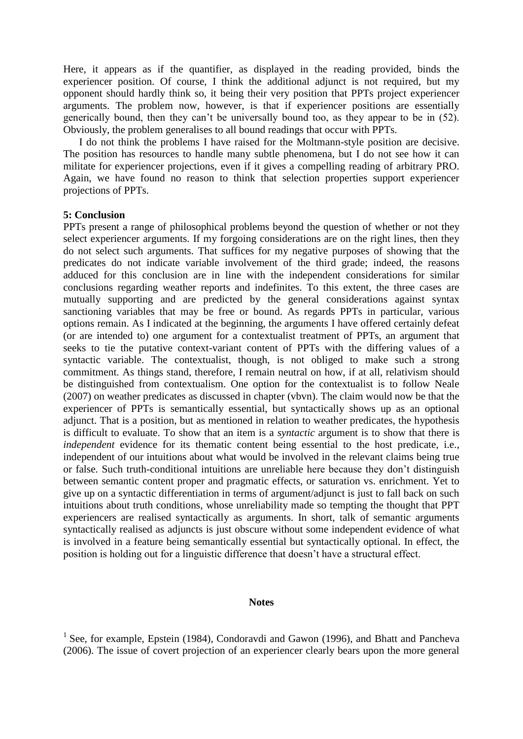Here, it appears as if the quantifier, as displayed in the reading provided, binds the experiencer position. Of course, I think the additional adjunct is not required, but my opponent should hardly think so, it being their very position that PPTs project experiencer arguments. The problem now, however, is that if experiencer positions are essentially generically bound, then they can't be universally bound too, as they appear to be in (52). Obviously, the problem generalises to all bound readings that occur with PPTs.

I do not think the problems I have raised for the Moltmann-style position are decisive. The position has resources to handle many subtle phenomena, but I do not see how it can militate for experiencer projections, even if it gives a compelling reading of arbitrary PRO. Again, we have found no reason to think that selection properties support experiencer projections of PPTs.

## 5: Conclusion

PPTs present a range of philosophical problems beyond the question of whether or not they select experiencer arguments. If my forgoing considerations are on the right lines, then they do not select such arguments. That suffices for my negative purposes of showing that the predicates do not indicate variable involvement of the third grade; indeed, the reasons adduced for this conclusion are in line with the independent considerations for similar conclusions regarding weather reports and indefinites. To this extent, the three cases are mutually supporting and are predicted by the general considerations against syntax sanctioning variables that may be free or bound. As regards PPTs in particular, various options remain. As I indicated at the beginning, the arguments I have offered certainly defeat (or are intended to) one argument for a contextualist treatment of PPTs, an argument that seeks to tie the putative context-variant content of PPTs with the differing values of a syntactic variable. The contextualist, though, is not obliged to make such a strong commitment. As things stand, therefore, I remain neutral on how, if at all, relativism should be distinguished from contextualism. One option for the contextualist is to follow Neale (2007) on weather predicates as discussed in chapter (vbvn). The claim would now be that the experiencer of PPTs is semantically essential, but syntactically shows up as an optional adjunct. That is a position, but as mentioned in relation to weather predicates, the hypothesis is difficult to evaluate. To show that an item is a *syntactic* argument is to show that there is *independent* evidence for its thematic content being essential to the host predicate, i.e., independent of our intuitions about what would be involved in the relevant claims being true or false. Such truth-conditional intuitions are unreliable here because they don't distinguish between semantic content proper and pragmatic effects, or saturation vs. enrichment. Yet to give up on a syntactic differentiation in terms of argument/adjunct is just to fall back on such intuitions about truth conditions, whose unreliability made so tempting the thought that PPT experiencers are realised syntactically as arguments. In short, talk of semantic arguments syntactically realised as adjuncts is just obscure without some independent evidence of what is involved in a feature being semantically essential but syntactically optional. In effect, the position is holding out for a linguistic difference that doesn't have a structural effect.

**Notes**

[1] See, for example, Epstein (1984), Condoravdi and Gawon (1996), and Bhatt and Pancheva (2006). The issue of covert projection of an experiencer clearly bears upon the more general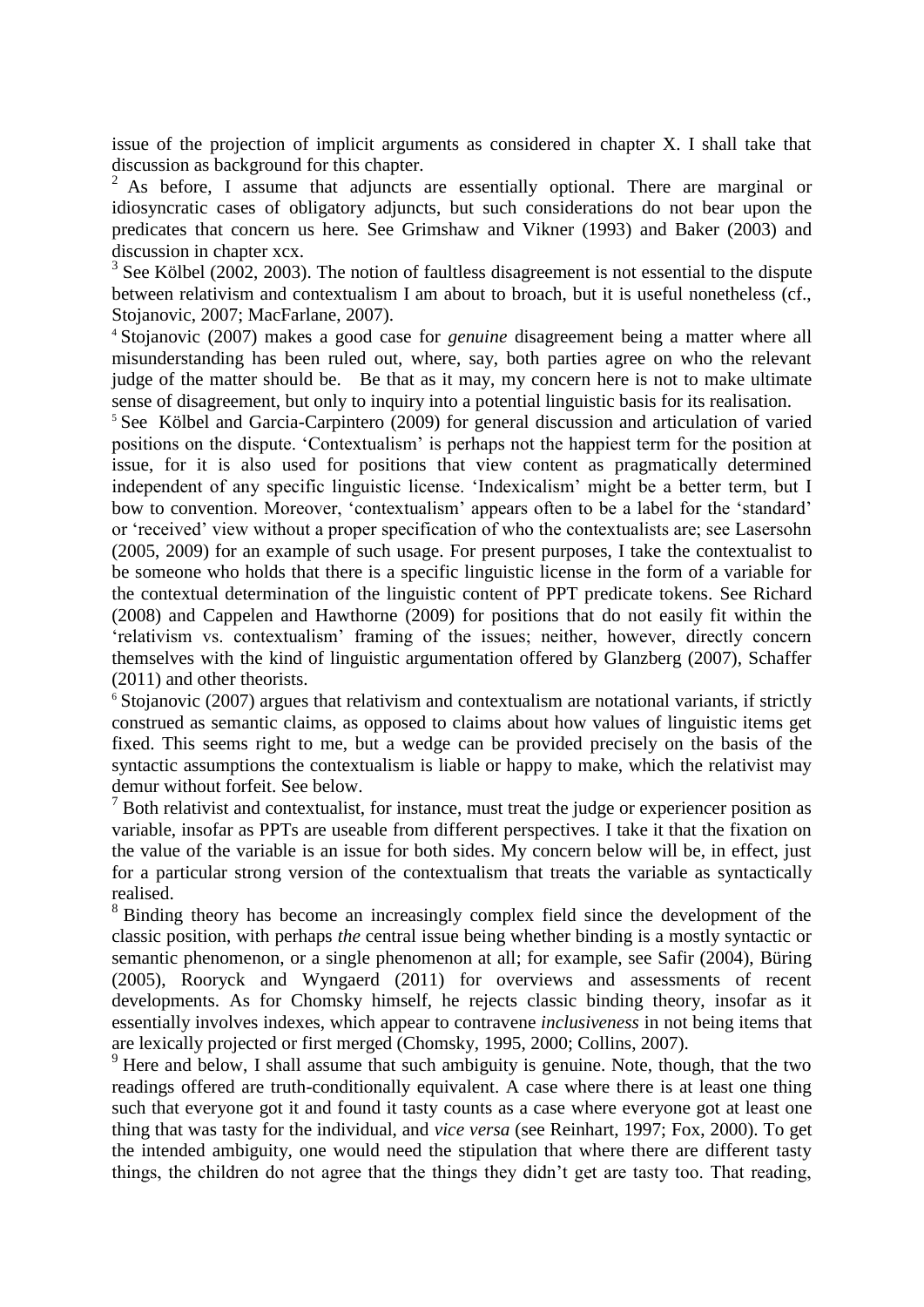issue of the projection of implicit arguments as considered in chapter X. I shall take that discussion as background for this chapter.

[2] As before, I assume that adjuncts are essentially optional. There are marginal or idiosyncratic cases of obligatory adjuncts, but such considerations do not bear upon the predicates that concern us here. See Grimshaw and Vikner (1993) and Baker (2003) and discussion in chapter xcx.

[3] See Kölbel (2002, 2003). The notion of faultless disagreement is not essential to the dispute between relativism and contextualism I am about to broach, but it is useful nonetheless (cf., Stojanovic, 2007; MacFarlane, 2007).

[4] Stojanovic (2007) makes a good case for *genuine* disagreement being a matter where all misunderstanding has been ruled out, where, say, both parties agree on who the relevant judge of the matter should be. Be that as it may, my concern here is not to make ultimate sense of disagreement, but only to inquiry into a potential linguistic basis for its realisation.

[5] See Kölbel and Garcia-Carpintero (2009) for general discussion and articulation of varied positions on the dispute. 'Contextualism' is perhaps not the happiest term for the position at issue, for it is also used for positions that view content as pragmatically determined independent of any specific linguistic license. 'Indexicalism' might be a better term, but I bow to convention. Moreover, 'contextualism' appears often to be a label for the 'standard' or 'received' view without a proper specification of who the contextualists are; see Lasersohn (2005, 2009) for an example of such usage. For present purposes, I take the contextualist to be someone who holds that there is a specific linguistic license in the form of a variable for the contextual determination of the linguistic content of PPT predicate tokens. See Richard (2008) and Cappelen and Hawthorne (2009) for positions that do not easily fit within the 'relativism vs. contextualism' framing of the issues; neither, however, directly concern themselves with the kind of linguistic argumentation offered by Glanzberg (2007), Schaffer (2011) and other theorists.

[6] Stojanovic (2007) argues that relativism and contextualism are notational variants, if strictly construed as semantic claims, as opposed to claims about how values of linguistic items get fixed. This seems right to me, but a wedge can be provided precisely on the basis of the syntactic assumptions the contextualism is liable or happy to make, which the relativist may demur without forfeit. See below.

[7] Both relativist and contextualist, for instance, must treat the judge or experiencer position as variable, insofar as PPTs are useable from different perspectives. I take it that the fixation on the value of the variable is an issue for both sides. My concern below will be, in effect, just for a particular strong version of the contextualism that treats the variable as syntactically realised.

[8] Binding theory has become an increasingly complex field since the development of the classic position, with perhaps *the* central issue being whether binding is a mostly syntactic or semantic phenomenon, or a single phenomenon at all; for example, see Safir (2004), Büring (2005), Rooryck and Wyngaerd (2011) for overviews and assessments of recent developments. As for Chomsky himself, he rejects classic binding theory, insofar as it essentially involves indexes, which appear to contravene *inclusiveness* in not being items that are lexically projected or first merged (Chomsky, 1995, 2000; Collins, 2007).

[9] Here and below, I shall assume that such ambiguity is genuine. Note, though, that the two readings offered are truth-conditionally equivalent. A case where there is at least one thing such that everyone got it and found it tasty counts as a case where everyone got at least one thing that was tasty for the individual, and *vice versa* (see Reinhart, 1997; Fox, 2000). To get the intended ambiguity, one would need the stipulation that where there are different tasty things, the children do not agree that the things they didn't get are tasty too. That reading,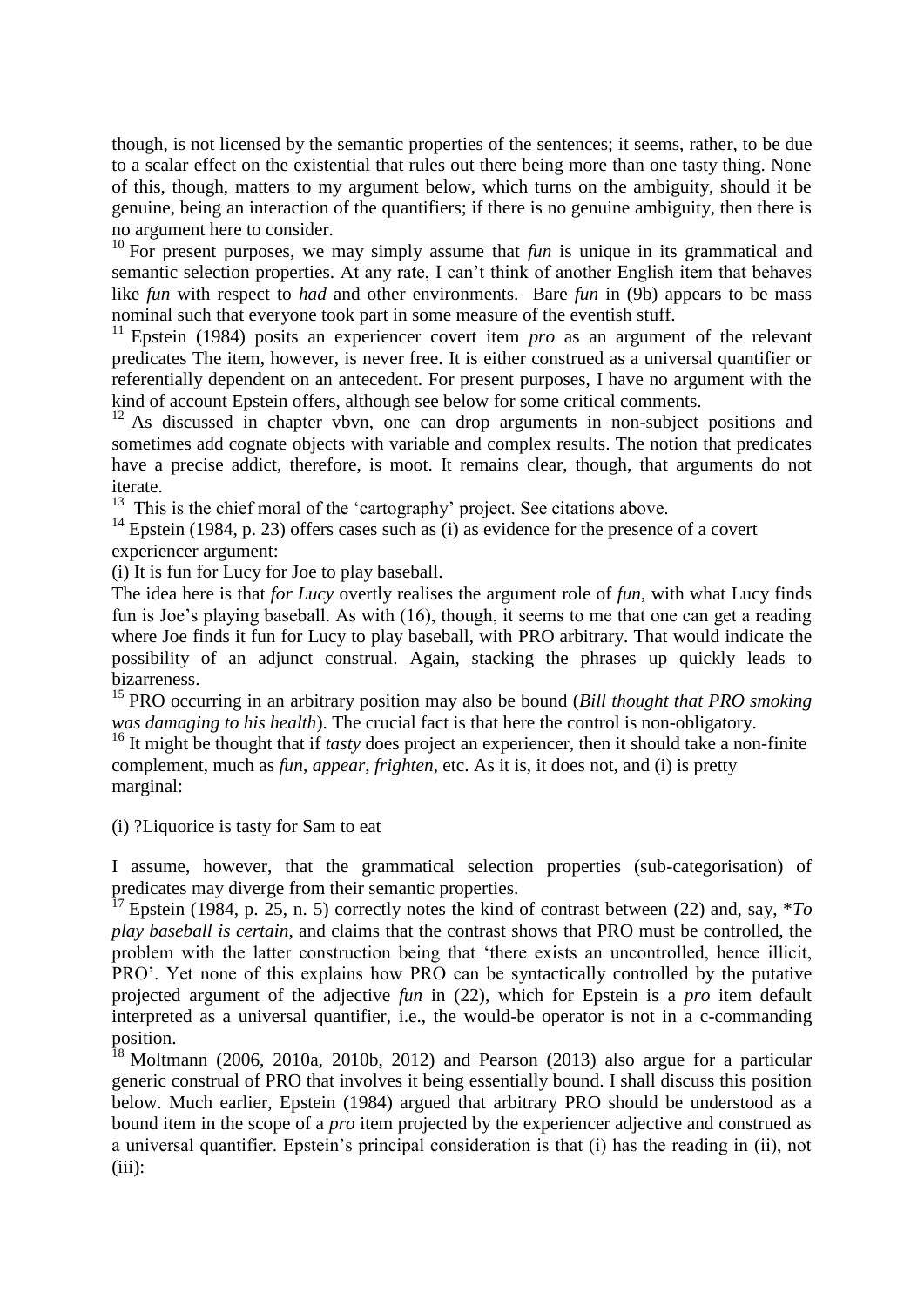though, is not licensed by the semantic properties of the sentences; it seems, rather, to be due to a scalar effect on the existential that rules out there being more than one tasty thing. None of this, though, matters to my argument below, which turns on the ambiguity, should it be genuine, being an interaction of the quantifiers; if there is no genuine ambiguity, then there is no argument here to consider.

[10] For present purposes, we may simply assume that *fun* is unique in its grammatical and semantic selection properties. At any rate, I can't think of another English item that behaves like *fun* with respect to *had* and other environments. Bare *fun* in (9b) appears to be mass nominal such that everyone took part in some measure of the eventish stuff.

[11] Epstein (1984) posits an experiencer covert item *pro* as an argument of the relevant predicates The item, however, is never free. It is either construed as a universal quantifier or referentially dependent on an antecedent. For present purposes, I have no argument with the kind of account Epstein offers, although see below for some critical comments.

[12] As discussed in chapter vbvn, one can drop arguments in non-subject positions and sometimes add cognate objects with variable and complex results. The notion that predicates have a precise addict, therefore, is moot. It remains clear, though, that arguments do not iterate.

[13] This is the chief moral of the 'cartography' project. See citations above.

[14] Epstein (1984, p. 23) offers cases such as (i) as evidence for the presence of a covert experiencer argument:

(i) It is fun for Lucy for Joe to play baseball.

The idea here is that *for Lucy* overtly realises the argument role of *fun*, with what Lucy finds fun is Joe's playing baseball. As with (16), though, it seems to me that one can get a reading where Joe finds it fun for Lucy to play baseball, with PRO arbitrary. That would indicate the possibility of an adjunct construal. Again, stacking the phrases up quickly leads to bizarreness.

[15] PRO occurring in an arbitrary position may also be bound (*Bill thought that PRO smoking was damaging to his health*). The crucial fact is that here the control is non-obligatory.

[16] It might be thought that if *tasty* does project an experiencer, then it should take a non-finite complement, much as *fun*, *appear*, *frighten*, etc. As it is, it does not, and (i) is pretty marginal:

(i) ?Liquorice is tasty for Sam to eat

I assume, however, that the grammatical selection properties (sub-categorisation) of predicates may diverge from their semantic properties.

[17] Epstein (1984, p. 25, n. 5) correctly notes the kind of contrast between (22) and, say, \**To play baseball is certain*, and claims that the contrast shows that PRO must be controlled, the problem with the latter construction being that 'there exists an uncontrolled, hence illicit, PRO'. Yet none of this explains how PRO can be syntactically controlled by the putative projected argument of the adjective *fun* in (22), which for Epstein is a *pro* item default interpreted as a universal quantifier, i.e., the would-be operator is not in a c-commanding position.

[18] Moltmann (2006, 2010a, 2010b, 2012) and Pearson (2013) also argue for a particular generic construal of PRO that involves it being essentially bound. I shall discuss this position below. Much earlier, Epstein (1984) argued that arbitrary PRO should be understood as a bound item in the scope of a *pro* item projected by the experiencer adjective and construed as a universal quantifier. Epstein's principal consideration is that (i) has the reading in (ii), not (iii):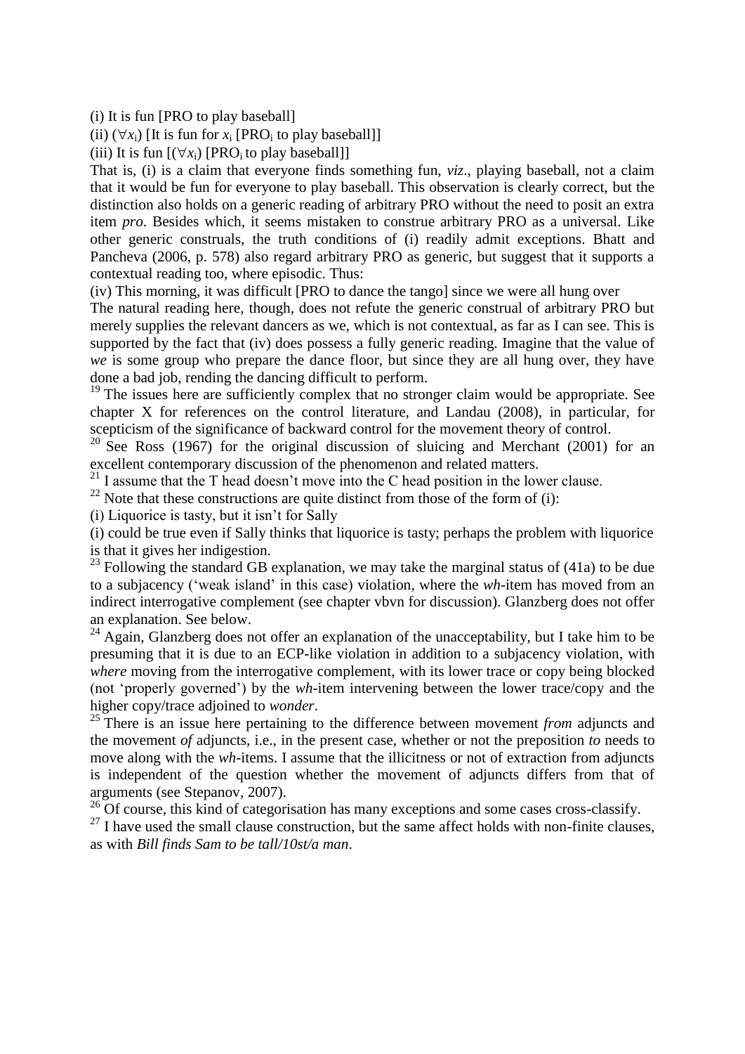(i) It is fun [PRO to play baseball]

(ii) $(\forall x_i)$ [It is fun for $x_i$ [PRO$_i$ to play baseball]]

(iii) It is fun [$(\forall x_i)$ [PRO$_i$ to play baseball]]

That is, (i) is a claim that everyone finds something fun, *viz*., playing baseball, not a claim that it would be fun for everyone to play baseball. This observation is clearly correct, but the distinction also holds on a generic reading of arbitrary PRO without the need to posit an extra item *pro*. Besides which, it seems mistaken to construe arbitrary PRO as a universal. Like other generic construals, the truth conditions of (i) readily admit exceptions. Bhatt and Pancheva (2006, p. 578) also regard arbitrary PRO as generic, but suggest that it supports a contextual reading too, where episodic. Thus:

(iv) This morning, it was difficult [PRO to dance the tango] since we were all hung over

The natural reading here, though, does not refute the generic construal of arbitrary PRO but merely supplies the relevant dancers as we, which is not contextual, as far as I can see. This is supported by the fact that (iv) does possess a fully generic reading. Imagine that the value of *we* is some group who prepare the dance floor, but since they are all hung over, they have done a bad job, rending the dancing difficult to perform.

[19] The issues here are sufficiently complex that no stronger claim would be appropriate. See chapter X for references on the control literature, and Landau (2008), in particular, for scepticism of the significance of backward control for the movement theory of control.

[20] See Ross (1967) for the original discussion of sluicing and Merchant (2001) for an excellent contemporary discussion of the phenomenon and related matters.

[21] I assume that the T head doesn't move into the C head position in the lower clause.

[22] Note that these constructions are quite distinct from those of the form of (i):

(i) Liquorice is tasty, but it isn't for Sally

(i) could be true even if Sally thinks that liquorice is tasty; perhaps the problem with liquorice is that it gives her indigestion.

[23] Following the standard GB explanation, we may take the marginal status of (41a) to be due to a subjacency ('weak island' in this case) violation, where the *wh*-item has moved from an indirect interrogative complement (see chapter vbvn for discussion). Glanzberg does not offer an explanation. See below.

[24] Again, Glanzberg does not offer an explanation of the unacceptability, but I take him to be presuming that it is due to an ECP-like violation in addition to a subjacency violation, with *where* moving from the interrogative complement, with its lower trace or copy being blocked (not 'properly governed') by the *wh*-item intervening between the lower trace/copy and the higher copy/trace adjoined to *wonder*.

[25] There is an issue here pertaining to the difference between movement *from* adjuncts and the movement *of* adjuncts, i.e., in the present case, whether or not the preposition *to* needs to move along with the *wh*-items. I assume that the illicitness or not of extraction from adjuncts is independent of the question whether the movement of adjuncts differs from that of arguments (see Stepanov, 2007).

[26] Of course, this kind of categorisation has many exceptions and some cases cross-classify.

[27] I have used the small clause construction, but the same affect holds with non-finite clauses, as with *Bill finds Sam to be tall/10st/a man*.